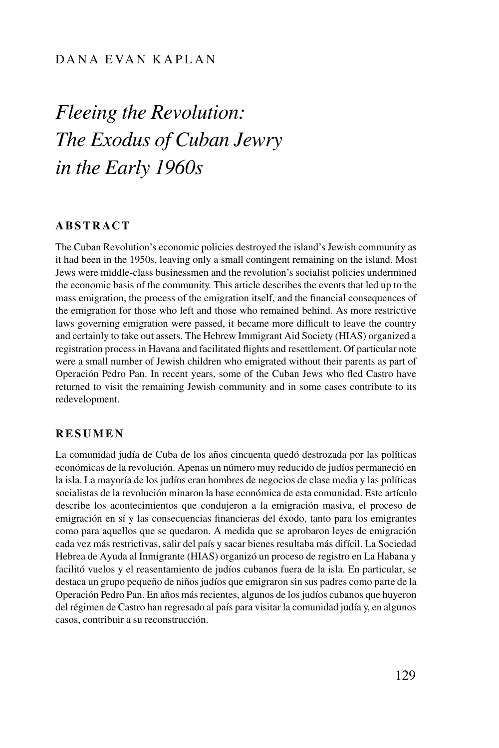DANA EVAN KAPLAN

# *Fleeing the Revolution: The Exodus of Cuban Jewry in the Early 1960s*

## ABSTRACT

The Cuban Revolution's economic policies destroyed the island's Jewish community as it had been in the 1950s, leaving only a small contingent remaining on the island. Most Jews were middle-class businessmen and the revolution's socialist policies undermined the economic basis of the community. This article describes the events that led up to the mass emigration, the process of the emigration itself, and the financial consequences of the emigration for those who left and those who remained behind. As more restrictive laws governing emigration were passed, it became more difficult to leave the country and certainly to take out assets. The Hebrew Immigrant Aid Society (HIAS) organized a registration process in Havana and facilitated flights and resettlement. Of particular note were a small number of Jewish children who emigrated without their parents as part of Operación Pedro Pan. In recent years, some of the Cuban Jews who fled Castro have returned to visit the remaining Jewish community and in some cases contribute to its redevelopment.

## RESUMEN

La comunidad judía de Cuba de los años cincuenta quedó destrozada por las políticas económicas de la revolución. Apenas un número muy reducido de judíos permaneció en la isla. La mayoría de los judíos eran hombres de negocios de clase media y las políticas socialistas de la revolución minaron la base económica de esta comunidad. Este artículo describe los acontecimientos que condujeron a la emigración masiva, el proceso de emigración en sí y las consecuencias financieras del éxodo, tanto para los emigrantes como para aquellos que se quedaron. A medida que se aprobaron leyes de emigración cada vez más restrictivas, salir del país y sacar bienes resultaba más difícil. La Sociedad Hebrea de Ayuda al Inmigrante (HIAS) organizó un proceso de registro en La Habana y facilitó vuelos y el reasentamiento de judíos cubanos fuera de la isla. En particular, se destaca un grupo pequeño de niños judíos que emigraron sin sus padres como parte de la Operación Pedro Pan. En años más recientes, algunos de los judíos cubanos que huyeron del régimen de Castro han regresado al país para visitar la comunidad judía y, en algunos casos, contribuir a su reconstrucción.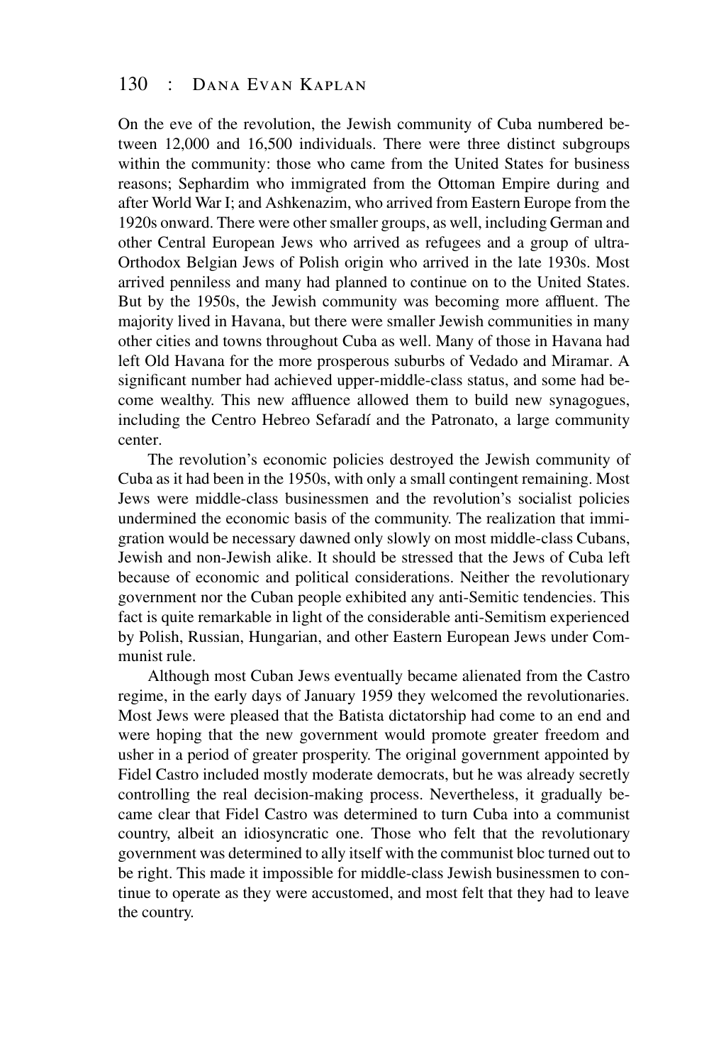On the eve of the revolution, the Jewish community of Cuba numbered between 12,000 and 16,500 individuals. There were three distinct subgroups within the community: those who came from the United States for business reasons; Sephardim who immigrated from the Ottoman Empire during and after World War I; and Ashkenazim, who arrived from Eastern Europe from the 1920s onward. There were other smaller groups, as well, including German and other Central European Jews who arrived as refugees and a group of ultra-Orthodox Belgian Jews of Polish origin who arrived in the late 1930s. Most arrived penniless and many had planned to continue on to the United States. But by the 1950s, the Jewish community was becoming more affluent. The majority lived in Havana, but there were smaller Jewish communities in many other cities and towns throughout Cuba as well. Many of those in Havana had left Old Havana for the more prosperous suburbs of Vedado and Miramar. A significant number had achieved upper-middle-class status, and some had become wealthy. This new affluence allowed them to build new synagogues, including the Centro Hebreo Sefaradí and the Patronato, a large community center.

The revolution's economic policies destroyed the Jewish community of Cuba as it had been in the 1950s, with only a small contingent remaining. Most Jews were middle-class businessmen and the revolution's socialist policies undermined the economic basis of the community. The realization that immigration would be necessary dawned only slowly on most middle-class Cubans, Jewish and non-Jewish alike. It should be stressed that the Jews of Cuba left because of economic and political considerations. Neither the revolutionary government nor the Cuban people exhibited any anti-Semitic tendencies. This fact is quite remarkable in light of the considerable anti-Semitism experienced by Polish, Russian, Hungarian, and other Eastern European Jews under Communist rule.

Although most Cuban Jews eventually became alienated from the Castro regime, in the early days of January 1959 they welcomed the revolutionaries. Most Jews were pleased that the Batista dictatorship had come to an end and were hoping that the new government would promote greater freedom and usher in a period of greater prosperity. The original government appointed by Fidel Castro included mostly moderate democrats, but he was already secretly controlling the real decision-making process. Nevertheless, it gradually became clear that Fidel Castro was determined to turn Cuba into a communist country, albeit an idiosyncratic one. Those who felt that the revolutionary government was determined to ally itself with the communist bloc turned out to be right. This made it impossible for middle-class Jewish businessmen to continue to operate as they were accustomed, and most felt that they had to leave the country.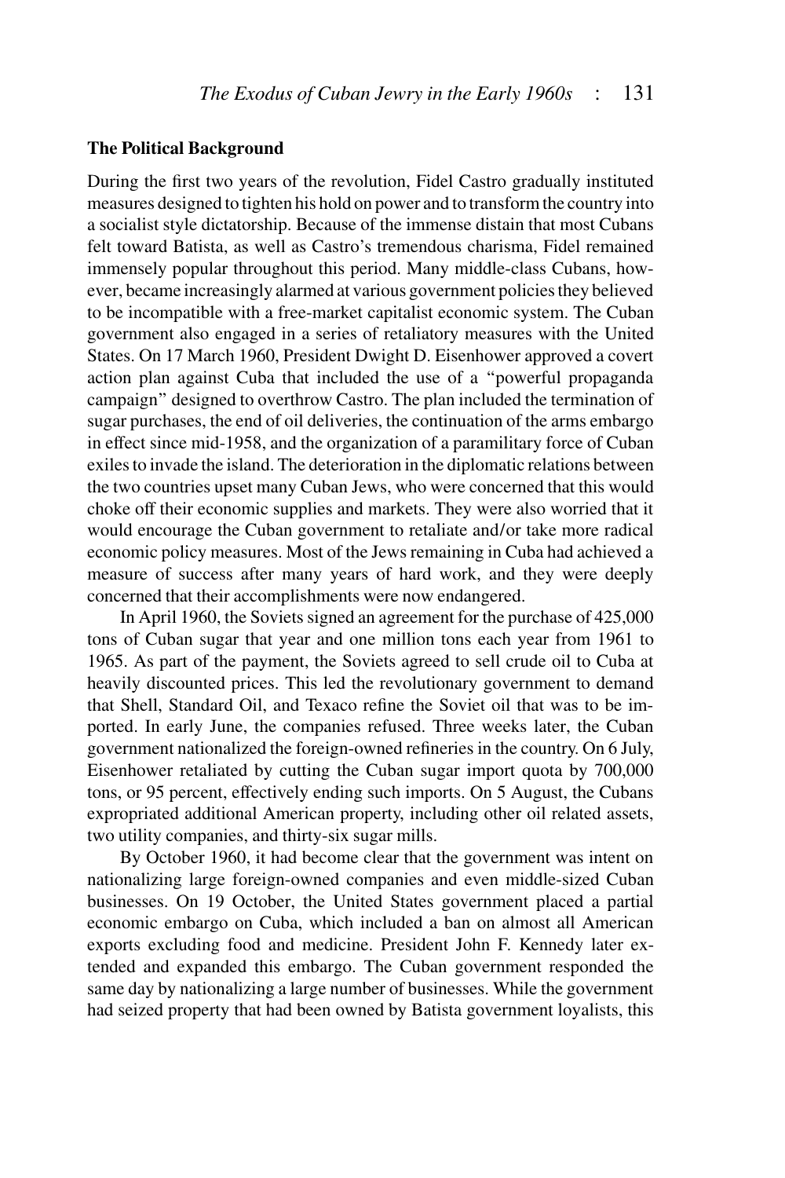**The Political Background**

During the first two years of the revolution, Fidel Castro gradually instituted measures designed to tighten his hold on power and to transform the country into a socialist style dictatorship. Because of the immense distain that most Cubans felt toward Batista, as well as Castro's tremendous charisma, Fidel remained immensely popular throughout this period. Many middle-class Cubans, however, became increasingly alarmed at various government policies they believed to be incompatible with a free-market capitalist economic system. The Cuban government also engaged in a series of retaliatory measures with the United States. On 17 March 1960, President Dwight D. Eisenhower approved a covert action plan against Cuba that included the use of a "powerful propaganda campaign" designed to overthrow Castro. The plan included the termination of sugar purchases, the end of oil deliveries, the continuation of the arms embargo in effect since mid-1958, and the organization of a paramilitary force of Cuban exiles to invade the island. The deterioration in the diplomatic relations between the two countries upset many Cuban Jews, who were concerned that this would choke off their economic supplies and markets. They were also worried that it would encourage the Cuban government to retaliate and/or take more radical economic policy measures. Most of the Jews remaining in Cuba had achieved a measure of success after many years of hard work, and they were deeply concerned that their accomplishments were now endangered.

In April 1960, the Soviets signed an agreement for the purchase of 425,000 tons of Cuban sugar that year and one million tons each year from 1961 to 1965. As part of the payment, the Soviets agreed to sell crude oil to Cuba at heavily discounted prices. This led the revolutionary government to demand that Shell, Standard Oil, and Texaco refine the Soviet oil that was to be imported. In early June, the companies refused. Three weeks later, the Cuban government nationalized the foreign-owned refineries in the country. On 6 July, Eisenhower retaliated by cutting the Cuban sugar import quota by 700,000 tons, or 95 percent, effectively ending such imports. On 5 August, the Cubans expropriated additional American property, including other oil related assets, two utility companies, and thirty-six sugar mills.

By October 1960, it had become clear that the government was intent on nationalizing large foreign-owned companies and even middle-sized Cuban businesses. On 19 October, the United States government placed a partial economic embargo on Cuba, which included a ban on almost all American exports excluding food and medicine. President John F. Kennedy later extended and expanded this embargo. The Cuban government responded the same day by nationalizing a large number of businesses. While the government had seized property that had been owned by Batista government loyalists, this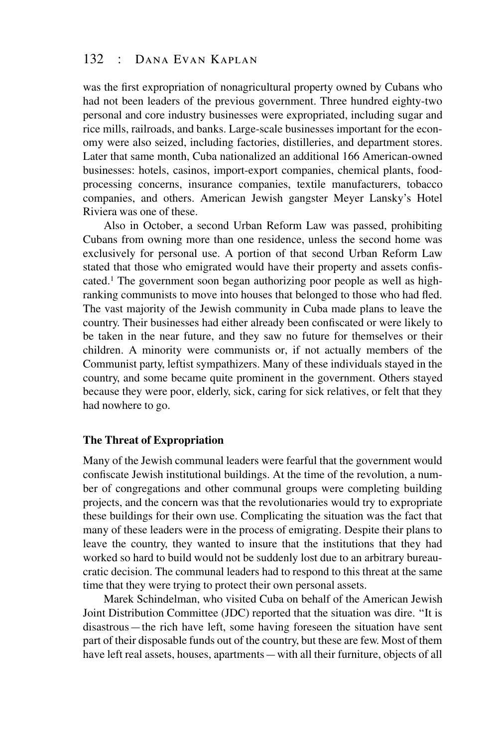was the first expropriation of nonagricultural property owned by Cubans who had not been leaders of the previous government. Three hundred eighty-two personal and core industry businesses were expropriated, including sugar and rice mills, railroads, and banks. Large-scale businesses important for the economy were also seized, including factories, distilleries, and department stores. Later that same month, Cuba nationalized an additional 166 American-owned businesses: hotels, casinos, import-export companies, chemical plants, food-processing concerns, insurance companies, textile manufacturers, tobacco companies, and others. American Jewish gangster Meyer Lansky's Hotel Riviera was one of these.

Also in October, a second Urban Reform Law was passed, prohibiting Cubans from owning more than one residence, unless the second home was exclusively for personal use. A portion of that second Urban Reform Law stated that those who emigrated would have their property and assets confiscated.[1] The government soon began authorizing poor people as well as high-ranking communists to move into houses that belonged to those who had fled. The vast majority of the Jewish community in Cuba made plans to leave the country. Their businesses had either already been confiscated or were likely to be taken in the near future, and they saw no future for themselves or their children. A minority were communists or, if not actually members of the Communist party, leftist sympathizers. Many of these individuals stayed in the country, and some became quite prominent in the government. Others stayed because they were poor, elderly, sick, caring for sick relatives, or felt that they had nowhere to go.

## The Threat of Expropriation

Many of the Jewish communal leaders were fearful that the government would confiscate Jewish institutional buildings. At the time of the revolution, a number of congregations and other communal groups were completing building projects, and the concern was that the revolutionaries would try to expropriate these buildings for their own use. Complicating the situation was the fact that many of these leaders were in the process of emigrating. Despite their plans to leave the country, they wanted to insure that the institutions that they had worked so hard to build would not be suddenly lost due to an arbitrary bureaucratic decision. The communal leaders had to respond to this threat at the same time that they were trying to protect their own personal assets.

Marek Schindelman, who visited Cuba on behalf of the American Jewish Joint Distribution Committee (JDC) reported that the situation was dire. "It is disastrous — the rich have left, some having foreseen the situation have sent part of their disposable funds out of the country, but these are few. Most of them have left real assets, houses, apartments — with all their furniture, objects of all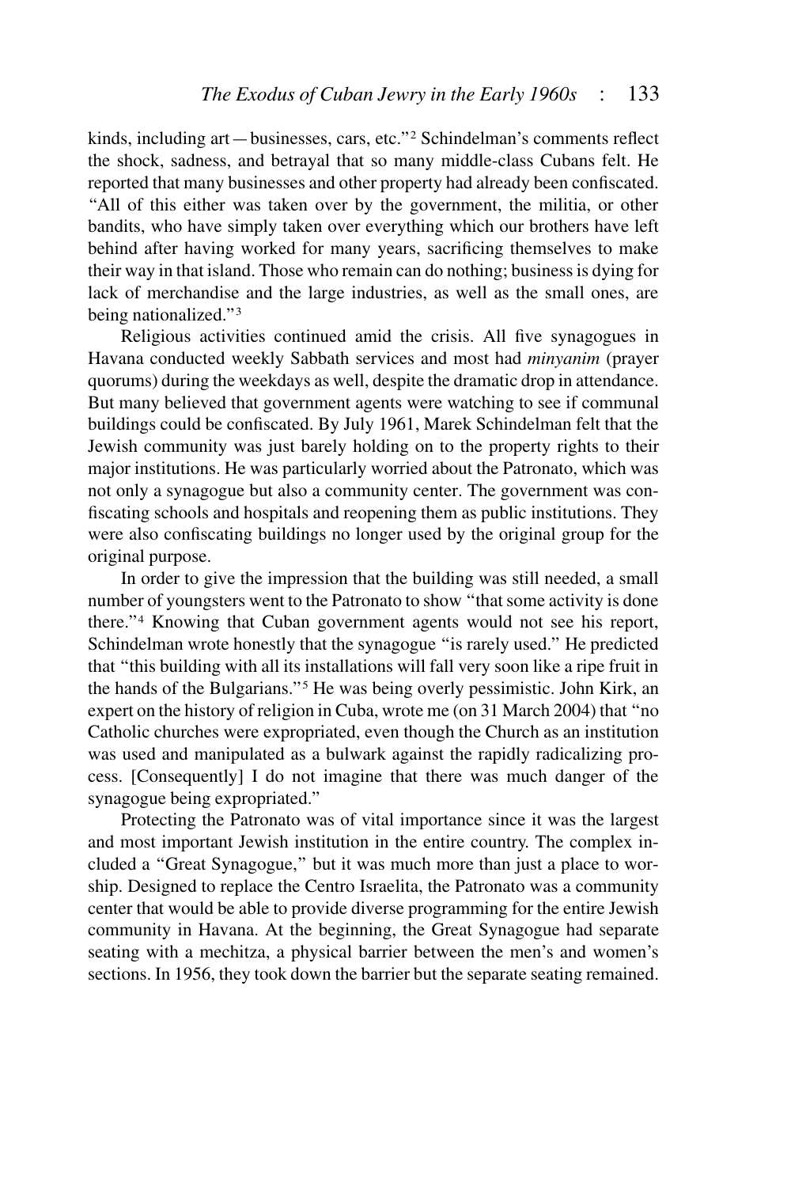kinds, including art — businesses, cars, etc."[2] Schindelman's comments reflect the shock, sadness, and betrayal that so many middle-class Cubans felt. He reported that many businesses and other property had already been confiscated. "All of this either was taken over by the government, the militia, or other bandits, who have simply taken over everything which our brothers have left behind after having worked for many years, sacrificing themselves to make their way in that island. Those who remain can do nothing; business is dying for lack of merchandise and the large industries, as well as the small ones, are being nationalized."[3]

Religious activities continued amid the crisis. All five synagogues in Havana conducted weekly Sabbath services and most had *minyanim* (prayer quorums) during the weekdays as well, despite the dramatic drop in attendance. But many believed that government agents were watching to see if communal buildings could be confiscated. By July 1961, Marek Schindelman felt that the Jewish community was just barely holding on to the property rights to their major institutions. He was particularly worried about the Patronato, which was not only a synagogue but also a community center. The government was confiscating schools and hospitals and reopening them as public institutions. They were also confiscating buildings no longer used by the original group for the original purpose.

In order to give the impression that the building was still needed, a small number of youngsters went to the Patronato to show "that some activity is done there."[4] Knowing that Cuban government agents would not see his report, Schindelman wrote honestly that the synagogue "is rarely used." He predicted that "this building with all its installations will fall very soon like a ripe fruit in the hands of the Bulgarians."[5] He was being overly pessimistic. John Kirk, an expert on the history of religion in Cuba, wrote me (on 31 March 2004) that "no Catholic churches were expropriated, even though the Church as an institution was used and manipulated as a bulwark against the rapidly radicalizing process. [Consequently] I do not imagine that there was much danger of the synagogue being expropriated."

Protecting the Patronato was of vital importance since it was the largest and most important Jewish institution in the entire country. The complex included a "Great Synagogue," but it was much more than just a place to worship. Designed to replace the Centro Israelita, the Patronato was a community center that would be able to provide diverse programming for the entire Jewish community in Havana. At the beginning, the Great Synagogue had separate seating with a mechitza, a physical barrier between the men's and women's sections. In 1956, they took down the barrier but the separate seating remained.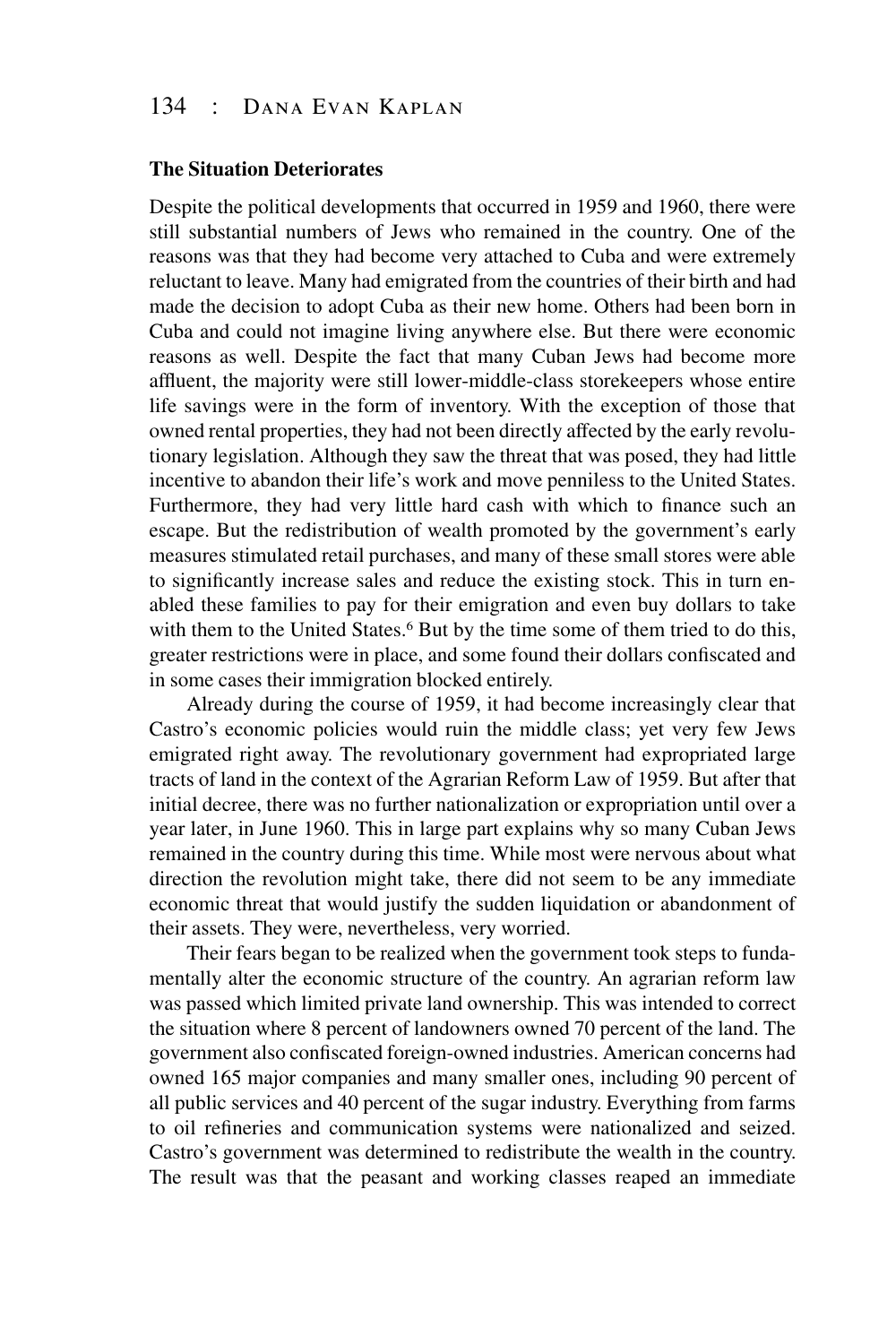### The Situation Deteriorates

Despite the political developments that occurred in 1959 and 1960, there were still substantial numbers of Jews who remained in the country. One of the reasons was that they had become very attached to Cuba and were extremely reluctant to leave. Many had emigrated from the countries of their birth and had made the decision to adopt Cuba as their new home. Others had been born in Cuba and could not imagine living anywhere else. But there were economic reasons as well. Despite the fact that many Cuban Jews had become more affluent, the majority were still lower-middle-class storekeepers whose entire life savings were in the form of inventory. With the exception of those that owned rental properties, they had not been directly affected by the early revolutionary legislation. Although they saw the threat that was posed, they had little incentive to abandon their life's work and move penniless to the United States. Furthermore, they had very little hard cash with which to finance such an escape. But the redistribution of wealth promoted by the government's early measures stimulated retail purchases, and many of these small stores were able to significantly increase sales and reduce the existing stock. This in turn enabled these families to pay for their emigration and even buy dollars to take with them to the United States.[6] But by the time some of them tried to do this, greater restrictions were in place, and some found their dollars confiscated and in some cases their immigration blocked entirely.

Already during the course of 1959, it had become increasingly clear that Castro's economic policies would ruin the middle class; yet very few Jews emigrated right away. The revolutionary government had expropriated large tracts of land in the context of the Agrarian Reform Law of 1959. But after that initial decree, there was no further nationalization or expropriation until over a year later, in June 1960. This in large part explains why so many Cuban Jews remained in the country during this time. While most were nervous about what direction the revolution might take, there did not seem to be any immediate economic threat that would justify the sudden liquidation or abandonment of their assets. They were, nevertheless, very worried.

Their fears began to be realized when the government took steps to fundamentally alter the economic structure of the country. An agrarian reform law was passed which limited private land ownership. This was intended to correct the situation where 8 percent of landowners owned 70 percent of the land. The government also confiscated foreign-owned industries. American concerns had owned 165 major companies and many smaller ones, including 90 percent of all public services and 40 percent of the sugar industry. Everything from farms to oil refineries and communication systems were nationalized and seized. Castro's government was determined to redistribute the wealth in the country. The result was that the peasant and working classes reaped an immediate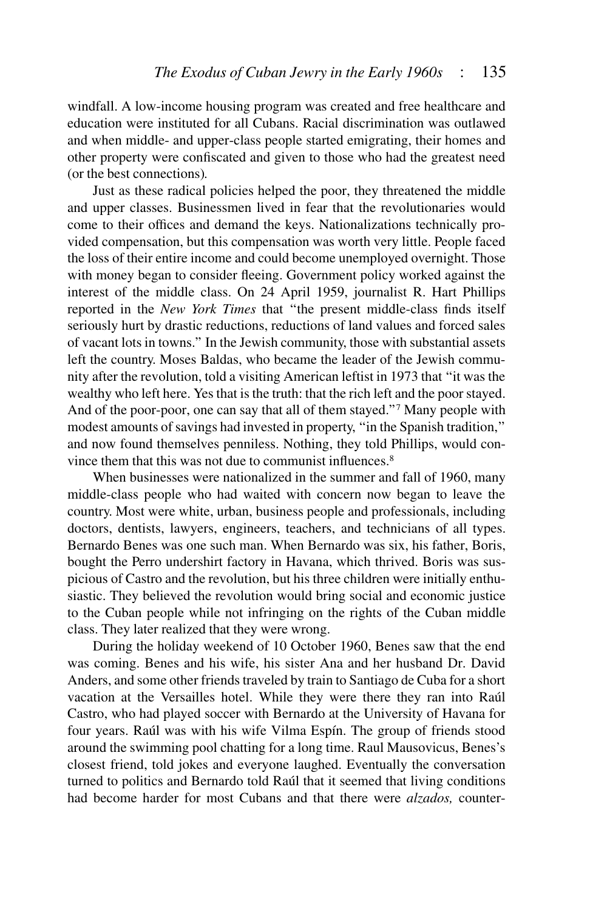windfall. A low-income housing program was created and free healthcare and education were instituted for all Cubans. Racial discrimination was outlawed and when middle- and upper-class people started emigrating, their homes and other property were confiscated and given to those who had the greatest need (or the best connections).

Just as these radical policies helped the poor, they threatened the middle and upper classes. Businessmen lived in fear that the revolutionaries would come to their offices and demand the keys. Nationalizations technically provided compensation, but this compensation was worth very little. People faced the loss of their entire income and could become unemployed overnight. Those with money began to consider fleeing. Government policy worked against the interest of the middle class. On 24 April 1959, journalist R. Hart Phillips reported in the *New York Times* that "the present middle-class finds itself seriously hurt by drastic reductions, reductions of land values and forced sales of vacant lots in towns." In the Jewish community, those with substantial assets left the country. Moses Baldas, who became the leader of the Jewish community after the revolution, told a visiting American leftist in 1973 that "it was the wealthy who left here. Yes that is the truth: that the rich left and the poor stayed. And of the poor-poor, one can say that all of them stayed."[7] Many people with modest amounts of savings had invested in property, "in the Spanish tradition," and now found themselves penniless. Nothing, they told Phillips, would convince them that this was not due to communist influences.[8]

When businesses were nationalized in the summer and fall of 1960, many middle-class people who had waited with concern now began to leave the country. Most were white, urban, business people and professionals, including doctors, dentists, lawyers, engineers, teachers, and technicians of all types. Bernardo Benes was one such man. When Bernardo was six, his father, Boris, bought the Perro undershirt factory in Havana, which thrived. Boris was suspicious of Castro and the revolution, but his three children were initially enthusiastic. They believed the revolution would bring social and economic justice to the Cuban people while not infringing on the rights of the Cuban middle class. They later realized that they were wrong.

During the holiday weekend of 10 October 1960, Benes saw that the end was coming. Benes and his wife, his sister Ana and her husband Dr. David Anders, and some other friends traveled by train to Santiago de Cuba for a short vacation at the Versailles hotel. While they were there they ran into Raúl Castro, who had played soccer with Bernardo at the University of Havana for four years. Raúl was with his wife Vilma Espín. The group of friends stood around the swimming pool chatting for a long time. Raul Mausovicus, Benes's closest friend, told jokes and everyone laughed. Eventually the conversation turned to politics and Bernardo told Raúl that it seemed that living conditions had become harder for most Cubans and that there were *alzados,* counter-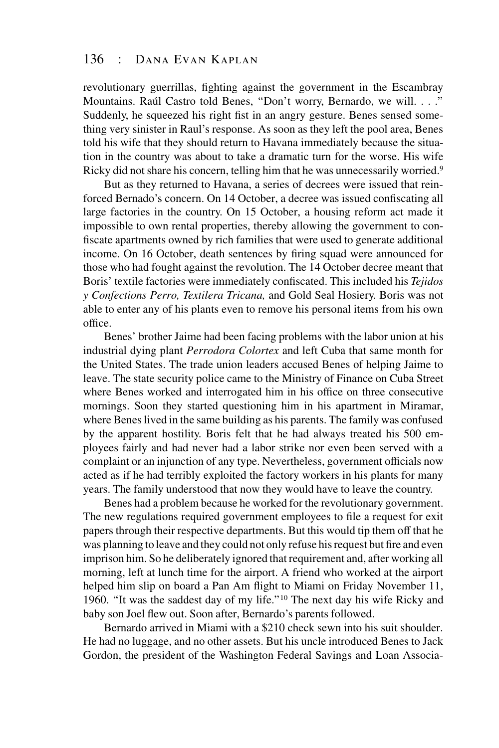revolutionary guerrillas, fighting against the government in the Escambray Mountains. Raúl Castro told Benes, "Don't worry, Bernardo, we will. . . ." Suddenly, he squeezed his right fist in an angry gesture. Benes sensed something very sinister in Raul's response. As soon as they left the pool area, Benes told his wife that they should return to Havana immediately because the situation in the country was about to take a dramatic turn for the worse. His wife Ricky did not share his concern, telling him that he was unnecessarily worried.[9]

But as they returned to Havana, a series of decrees were issued that reinforced Bernado's concern. On 14 October, a decree was issued confiscating all large factories in the country. On 15 October, a housing reform act made it impossible to own rental properties, thereby allowing the government to confiscate apartments owned by rich families that were used to generate additional income. On 16 October, death sentences by firing squad were announced for those who had fought against the revolution. The 14 October decree meant that Boris' textile factories were immediately confiscated. This included his *Tejidos y Confections Perro, Textilera Tricana,* and Gold Seal Hosiery. Boris was not able to enter any of his plants even to remove his personal items from his own office.

Benes' brother Jaime had been facing problems with the labor union at his industrial dying plant *Perrodora Colortex* and left Cuba that same month for the United States. The trade union leaders accused Benes of helping Jaime to leave. The state security police came to the Ministry of Finance on Cuba Street where Benes worked and interrogated him in his office on three consecutive mornings. Soon they started questioning him in his apartment in Miramar, where Benes lived in the same building as his parents. The family was confused by the apparent hostility. Boris felt that he had always treated his 500 employees fairly and had never had a labor strike nor even been served with a complaint or an injunction of any type. Nevertheless, government officials now acted as if he had terribly exploited the factory workers in his plants for many years. The family understood that now they would have to leave the country.

Benes had a problem because he worked for the revolutionary government. The new regulations required government employees to file a request for exit papers through their respective departments. But this would tip them off that he was planning to leave and they could not only refuse his request but fire and even imprison him. So he deliberately ignored that requirement and, after working all morning, left at lunch time for the airport. A friend who worked at the airport helped him slip on board a Pan Am flight to Miami on Friday November 11, 1960. "It was the saddest day of my life."[10] The next day his wife Ricky and baby son Joel flew out. Soon after, Bernardo's parents followed.

Bernardo arrived in Miami with a $210 check sewn into his suit shoulder. He had no luggage, and no other assets. But his uncle introduced Benes to Jack Gordon, the president of the Washington Federal Savings and Loan Associa-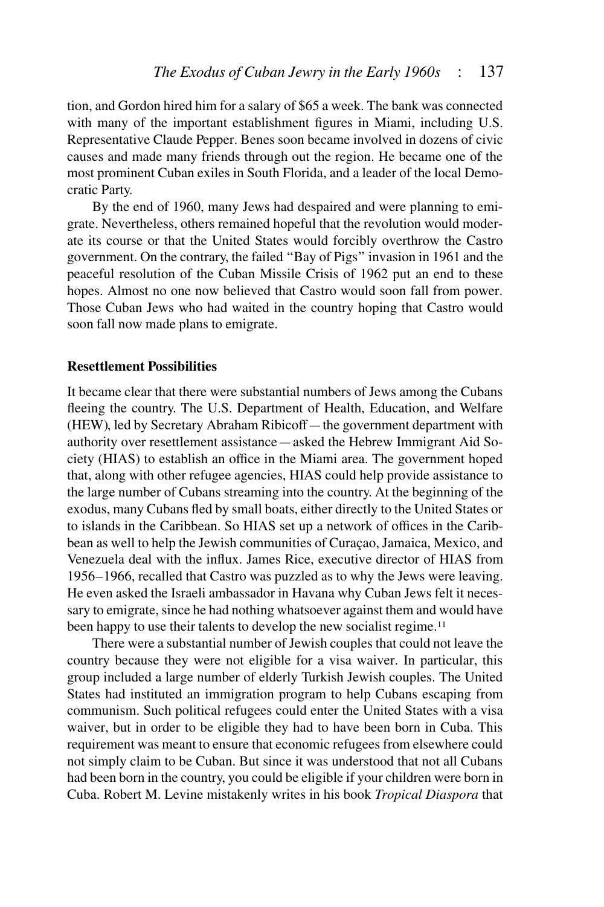tion, and Gordon hired him for a salary of $65 a week. The bank was connected with many of the important establishment figures in Miami, including U.S. Representative Claude Pepper. Benes soon became involved in dozens of civic causes and made many friends through out the region. He became one of the most prominent Cuban exiles in South Florida, and a leader of the local Democratic Party.

By the end of 1960, many Jews had despaired and were planning to emigrate. Nevertheless, others remained hopeful that the revolution would moderate its course or that the United States would forcibly overthrow the Castro government. On the contrary, the failed "Bay of Pigs" invasion in 1961 and the peaceful resolution of the Cuban Missile Crisis of 1962 put an end to these hopes. Almost no one now believed that Castro would soon fall from power. Those Cuban Jews who had waited in the country hoping that Castro would soon fall now made plans to emigrate.

### Resettlement Possibilities

It became clear that there were substantial numbers of Jews among the Cubans fleeing the country. The U.S. Department of Health, Education, and Welfare (HEW), led by Secretary Abraham Ribicoff — the government department with authority over resettlement assistance — asked the Hebrew Immigrant Aid Society (HIAS) to establish an office in the Miami area. The government hoped that, along with other refugee agencies, HIAS could help provide assistance to the large number of Cubans streaming into the country. At the beginning of the exodus, many Cubans fled by small boats, either directly to the United States or to islands in the Caribbean. So HIAS set up a network of offices in the Caribbean as well to help the Jewish communities of Curaçao, Jamaica, Mexico, and Venezuela deal with the influx. James Rice, executive director of HIAS from 1956–1966, recalled that Castro was puzzled as to why the Jews were leaving. He even asked the Israeli ambassador in Havana why Cuban Jews felt it necessary to emigrate, since he had nothing whatsoever against them and would have been happy to use their talents to develop the new socialist regime.[11]

There were a substantial number of Jewish couples that could not leave the country because they were not eligible for a visa waiver. In particular, this group included a large number of elderly Turkish Jewish couples. The United States had instituted an immigration program to help Cubans escaping from communism. Such political refugees could enter the United States with a visa waiver, but in order to be eligible they had to have been born in Cuba. This requirement was meant to ensure that economic refugees from elsewhere could not simply claim to be Cuban. But since it was understood that not all Cubans had been born in the country, you could be eligible if your children were born in Cuba. Robert M. Levine mistakenly writes in his book *Tropical Diaspora* that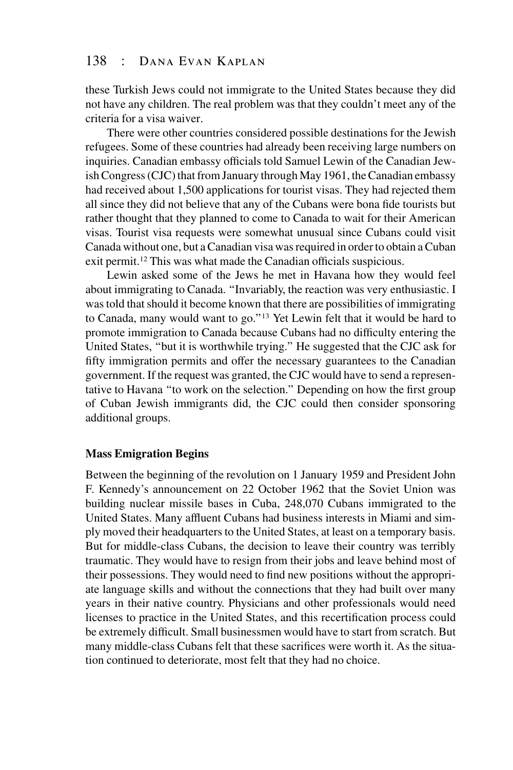these Turkish Jews could not immigrate to the United States because they did not have any children. The real problem was that they couldn't meet any of the criteria for a visa waiver.

There were other countries considered possible destinations for the Jewish refugees. Some of these countries had already been receiving large numbers on inquiries. Canadian embassy officials told Samuel Lewin of the Canadian Jewish Congress (CJC) that from January through May 1961, the Canadian embassy had received about 1,500 applications for tourist visas. They had rejected them all since they did not believe that any of the Cubans were bona fide tourists but rather thought that they planned to come to Canada to wait for their American visas. Tourist visa requests were somewhat unusual since Cubans could visit Canada without one, but a Canadian visa was required in order to obtain a Cuban exit permit.[12] This was what made the Canadian officials suspicious.

Lewin asked some of the Jews he met in Havana how they would feel about immigrating to Canada. "Invariably, the reaction was very enthusiastic. I was told that should it become known that there are possibilities of immigrating to Canada, many would want to go."[13] Yet Lewin felt that it would be hard to promote immigration to Canada because Cubans had no difficulty entering the United States, "but it is worthwhile trying." He suggested that the CJC ask for fifty immigration permits and offer the necessary guarantees to the Canadian government. If the request was granted, the CJC would have to send a representative to Havana "to work on the selection." Depending on how the first group of Cuban Jewish immigrants did, the CJC could then consider sponsoring additional groups.

**Mass Emigration Begins**

Between the beginning of the revolution on 1 January 1959 and President John F. Kennedy's announcement on 22 October 1962 that the Soviet Union was building nuclear missile bases in Cuba, 248,070 Cubans immigrated to the United States. Many affluent Cubans had business interests in Miami and simply moved their headquarters to the United States, at least on a temporary basis. But for middle-class Cubans, the decision to leave their country was terribly traumatic. They would have to resign from their jobs and leave behind most of their possessions. They would need to find new positions without the appropriate language skills and without the connections that they had built over many years in their native country. Physicians and other professionals would need licenses to practice in the United States, and this recertification process could be extremely difficult. Small businessmen would have to start from scratch. But many middle-class Cubans felt that these sacrifices were worth it. As the situation continued to deteriorate, most felt that they had no choice.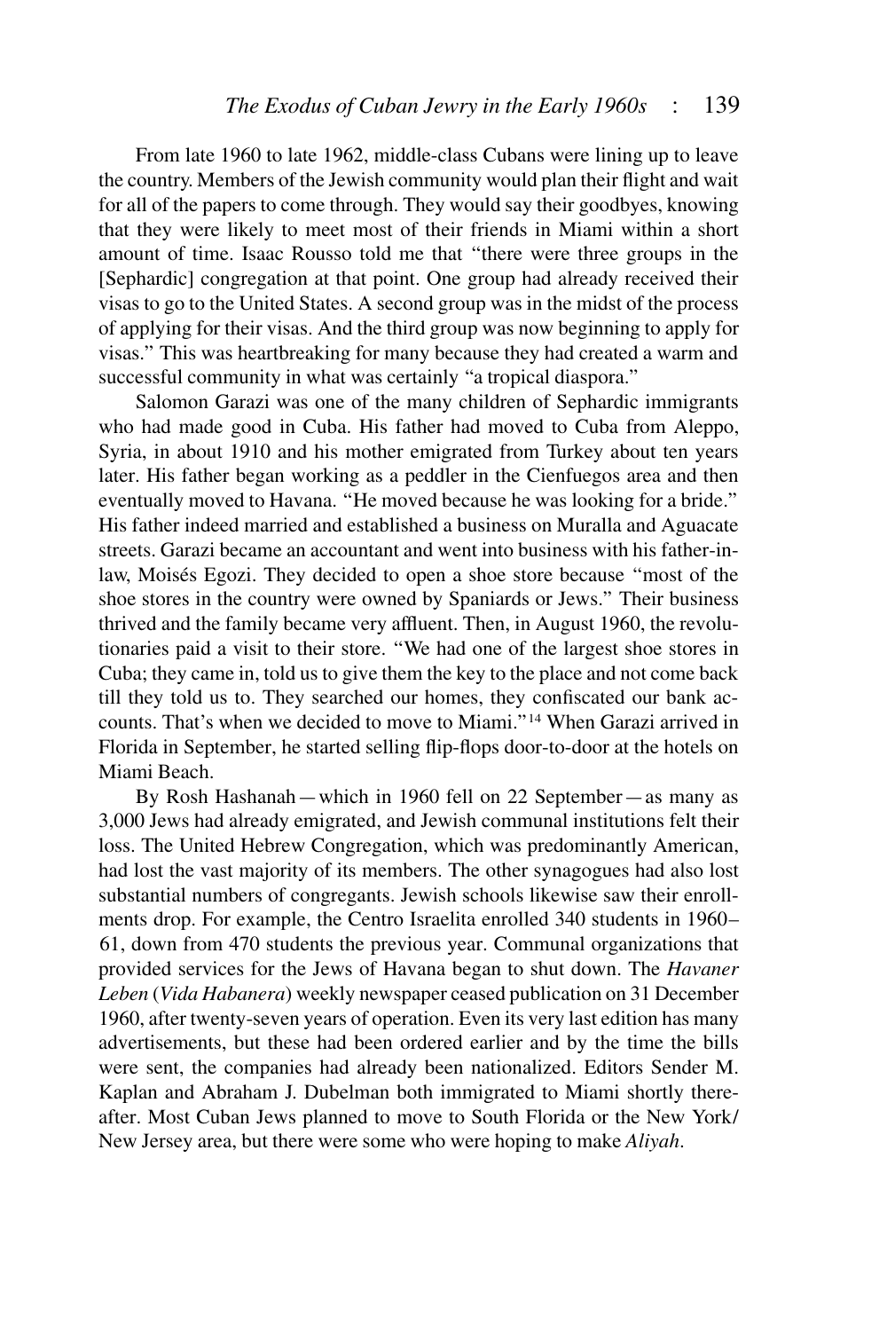From late 1960 to late 1962, middle-class Cubans were lining up to leave the country. Members of the Jewish community would plan their flight and wait for all of the papers to come through. They would say their goodbyes, knowing that they were likely to meet most of their friends in Miami within a short amount of time. Isaac Rousso told me that "there were three groups in the [Sephardic] congregation at that point. One group had already received their visas to go to the United States. A second group was in the midst of the process of applying for their visas. And the third group was now beginning to apply for visas." This was heartbreaking for many because they had created a warm and successful community in what was certainly "a tropical diaspora."

Salomon Garazi was one of the many children of Sephardic immigrants who had made good in Cuba. His father had moved to Cuba from Aleppo, Syria, in about 1910 and his mother emigrated from Turkey about ten years later. His father began working as a peddler in the Cienfuegos area and then eventually moved to Havana. "He moved because he was looking for a bride." His father indeed married and established a business on Muralla and Aguacate streets. Garazi became an accountant and went into business with his father-in-law, Moisés Egozi. They decided to open a shoe store because "most of the shoe stores in the country were owned by Spaniards or Jews." Their business thrived and the family became very affluent. Then, in August 1960, the revolutionaries paid a visit to their store. "We had one of the largest shoe stores in Cuba; they came in, told us to give them the key to the place and not come back till they told us to. They searched our homes, they confiscated our bank accounts. That's when we decided to move to Miami."[14] When Garazi arrived in Florida in September, he started selling flip-flops door-to-door at the hotels on Miami Beach.

By Rosh Hashanah — which in 1960 fell on 22 September — as many as 3,000 Jews had already emigrated, and Jewish communal institutions felt their loss. The United Hebrew Congregation, which was predominantly American, had lost the vast majority of its members. The other synagogues had also lost substantial numbers of congregants. Jewish schools likewise saw their enrollments drop. For example, the Centro Israelita enrolled 340 students in 1960–61, down from 470 students the previous year. Communal organizations that provided services for the Jews of Havana began to shut down. The *Havaner Leben* (*Vida Habanera*) weekly newspaper ceased publication on 31 December 1960, after twenty-seven years of operation. Even its very last edition has many advertisements, but these had been ordered earlier and by the time the bills were sent, the companies had already been nationalized. Editors Sender M. Kaplan and Abraham J. Dubelman both immigrated to Miami shortly thereafter. Most Cuban Jews planned to move to South Florida or the New York/New Jersey area, but there were some who were hoping to make *Aliyah*.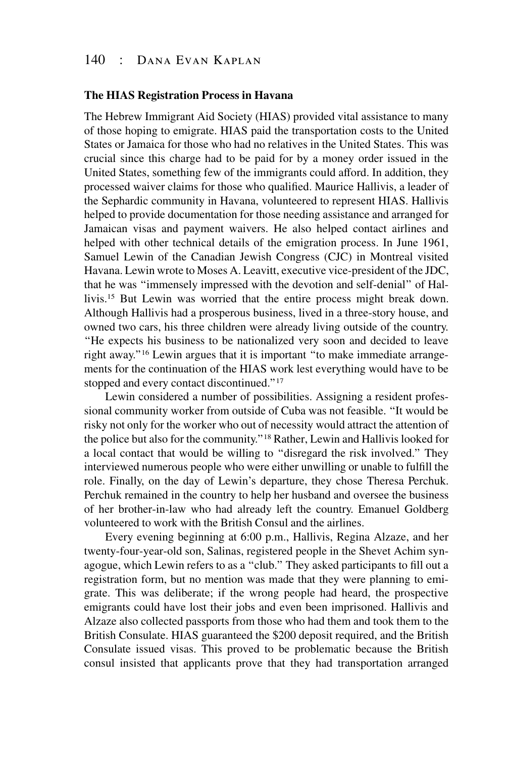### The HIAS Registration Process in Havana

The Hebrew Immigrant Aid Society (HIAS) provided vital assistance to many of those hoping to emigrate. HIAS paid the transportation costs to the United States or Jamaica for those who had no relatives in the United States. This was crucial since this charge had to be paid for by a money order issued in the United States, something few of the immigrants could afford. In addition, they processed waiver claims for those who qualified. Maurice Hallivis, a leader of the Sephardic community in Havana, volunteered to represent HIAS. Hallivis helped to provide documentation for those needing assistance and arranged for Jamaican visas and payment waivers. He also helped contact airlines and helped with other technical details of the emigration process. In June 1961, Samuel Lewin of the Canadian Jewish Congress (CJC) in Montreal visited Havana. Lewin wrote to Moses A. Leavitt, executive vice-president of the JDC, that he was "immensely impressed with the devotion and self-denial" of Hallivis.[15] But Lewin was worried that the entire process might break down. Although Hallivis had a prosperous business, lived in a three-story house, and owned two cars, his three children were already living outside of the country. "He expects his business to be nationalized very soon and decided to leave right away."[16] Lewin argues that it is important "to make immediate arrangements for the continuation of the HIAS work lest everything would have to be stopped and every contact discontinued."[17]

Lewin considered a number of possibilities. Assigning a resident professional community worker from outside of Cuba was not feasible. "It would be risky not only for the worker who out of necessity would attract the attention of the police but also for the community."[18] Rather, Lewin and Hallivis looked for a local contact that would be willing to "disregard the risk involved." They interviewed numerous people who were either unwilling or unable to fulfill the role. Finally, on the day of Lewin's departure, they chose Theresa Perchuk. Perchuk remained in the country to help her husband and oversee the business of her brother-in-law who had already left the country. Emanuel Goldberg volunteered to work with the British Consul and the airlines.

Every evening beginning at 6:00 p.m., Hallivis, Regina Alzaze, and her twenty-four-year-old son, Salinas, registered people in the Shevet Achim synagogue, which Lewin refers to as a "club." They asked participants to fill out a registration form, but no mention was made that they were planning to emigrate. This was deliberate; if the wrong people had heard, the prospective emigrants could have lost their jobs and even been imprisoned. Hallivis and Alzaze also collected passports from those who had them and took them to the British Consulate. HIAS guaranteed the $200 deposit required, and the British Consulate issued visas. This proved to be problematic because the British consul insisted that applicants prove that they had transportation arranged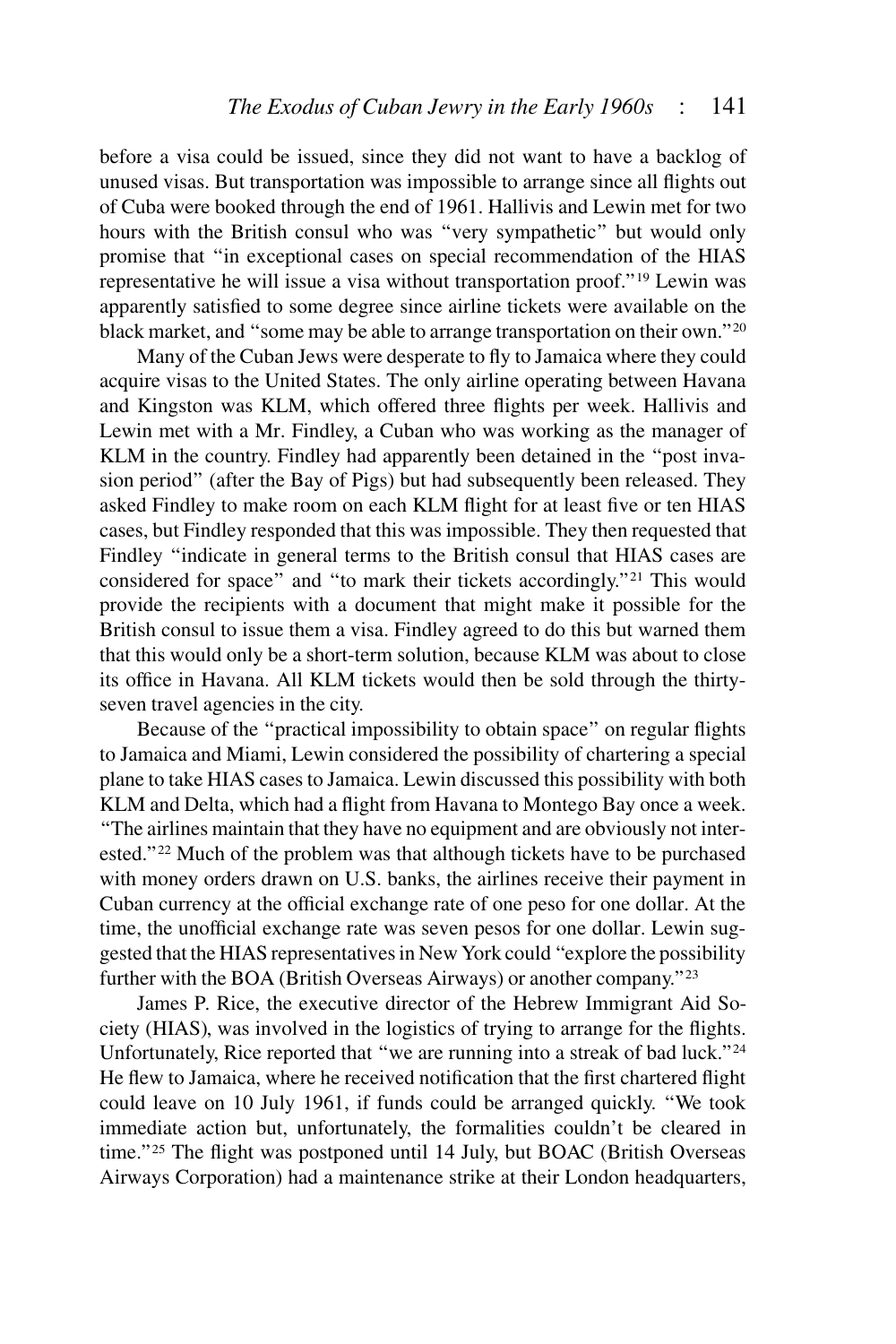before a visa could be issued, since they did not want to have a backlog of unused visas. But transportation was impossible to arrange since all flights out of Cuba were booked through the end of 1961. Hallivis and Lewin met for two hours with the British consul who was "very sympathetic" but would only promise that "in exceptional cases on special recommendation of the HIAS representative he will issue a visa without transportation proof."[19] Lewin was apparently satisfied to some degree since airline tickets were available on the black market, and "some may be able to arrange transportation on their own."[20]

Many of the Cuban Jews were desperate to fly to Jamaica where they could acquire visas to the United States. The only airline operating between Havana and Kingston was KLM, which offered three flights per week. Hallivis and Lewin met with a Mr. Findley, a Cuban who was working as the manager of KLM in the country. Findley had apparently been detained in the "post invasion period" (after the Bay of Pigs) but had subsequently been released. They asked Findley to make room on each KLM flight for at least five or ten HIAS cases, but Findley responded that this was impossible. They then requested that Findley "indicate in general terms to the British consul that HIAS cases are considered for space" and "to mark their tickets accordingly."[21] This would provide the recipients with a document that might make it possible for the British consul to issue them a visa. Findley agreed to do this but warned them that this would only be a short-term solution, because KLM was about to close its office in Havana. All KLM tickets would then be sold through the thirty-seven travel agencies in the city.

Because of the "practical impossibility to obtain space" on regular flights to Jamaica and Miami, Lewin considered the possibility of chartering a special plane to take HIAS cases to Jamaica. Lewin discussed this possibility with both KLM and Delta, which had a flight from Havana to Montego Bay once a week. "The airlines maintain that they have no equipment and are obviously not interested."[22] Much of the problem was that although tickets have to be purchased with money orders drawn on U.S. banks, the airlines receive their payment in Cuban currency at the official exchange rate of one peso for one dollar. At the time, the unofficial exchange rate was seven pesos for one dollar. Lewin suggested that the HIAS representatives in New York could "explore the possibility further with the BOA (British Overseas Airways) or another company."[23]

James P. Rice, the executive director of the Hebrew Immigrant Aid Society (HIAS), was involved in the logistics of trying to arrange for the flights. Unfortunately, Rice reported that "we are running into a streak of bad luck."[24] He flew to Jamaica, where he received notification that the first chartered flight could leave on 10 July 1961, if funds could be arranged quickly. "We took immediate action but, unfortunately, the formalities couldn't be cleared in time."[25] The flight was postponed until 14 July, but BOAC (British Overseas Airways Corporation) had a maintenance strike at their London headquarters,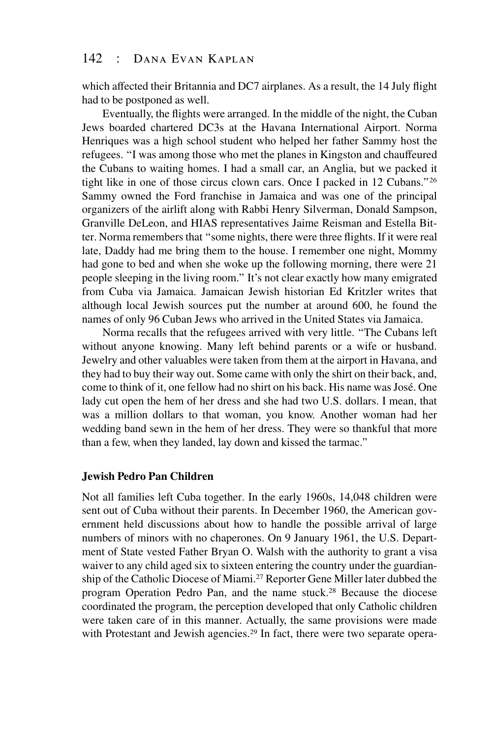which affected their Britannia and DC7 airplanes. As a result, the 14 July flight had to be postponed as well.

Eventually, the flights were arranged. In the middle of the night, the Cuban Jews boarded chartered DC3s at the Havana International Airport. Norma Henriques was a high school student who helped her father Sammy host the refugees. "I was among those who met the planes in Kingston and chauffeured the Cubans to waiting homes. I had a small car, an Anglia, but we packed it tight like in one of those circus clown cars. Once I packed in 12 Cubans."[26] Sammy owned the Ford franchise in Jamaica and was one of the principal organizers of the airlift along with Rabbi Henry Silverman, Donald Sampson, Granville DeLeon, and HIAS representatives Jaime Reisman and Estella Bitter. Norma remembers that "some nights, there were three flights. If it were real late, Daddy had me bring them to the house. I remember one night, Mommy had gone to bed and when she woke up the following morning, there were 21 people sleeping in the living room." It's not clear exactly how many emigrated from Cuba via Jamaica. Jamaican Jewish historian Ed Kritzler writes that although local Jewish sources put the number at around 600, he found the names of only 96 Cuban Jews who arrived in the United States via Jamaica.

Norma recalls that the refugees arrived with very little. "The Cubans left without anyone knowing. Many left behind parents or a wife or husband. Jewelry and other valuables were taken from them at the airport in Havana, and they had to buy their way out. Some came with only the shirt on their back, and, come to think of it, one fellow had no shirt on his back. His name was José. One lady cut open the hem of her dress and she had two U.S. dollars. I mean, that was a million dollars to that woman, you know. Another woman had her wedding band sewn in the hem of her dress. They were so thankful that more than a few, when they landed, lay down and kissed the tarmac."

## Jewish Pedro Pan Children

Not all families left Cuba together. In the early 1960s, 14,048 children were sent out of Cuba without their parents. In December 1960, the American government held discussions about how to handle the possible arrival of large numbers of minors with no chaperones. On 9 January 1961, the U.S. Department of State vested Father Bryan O. Walsh with the authority to grant a visa waiver to any child aged six to sixteen entering the country under the guardianship of the Catholic Diocese of Miami.[27] Reporter Gene Miller later dubbed the program Operation Pedro Pan, and the name stuck.[28] Because the diocese coordinated the program, the perception developed that only Catholic children were taken care of in this manner. Actually, the same provisions were made with Protestant and Jewish agencies.[29] In fact, there were two separate opera-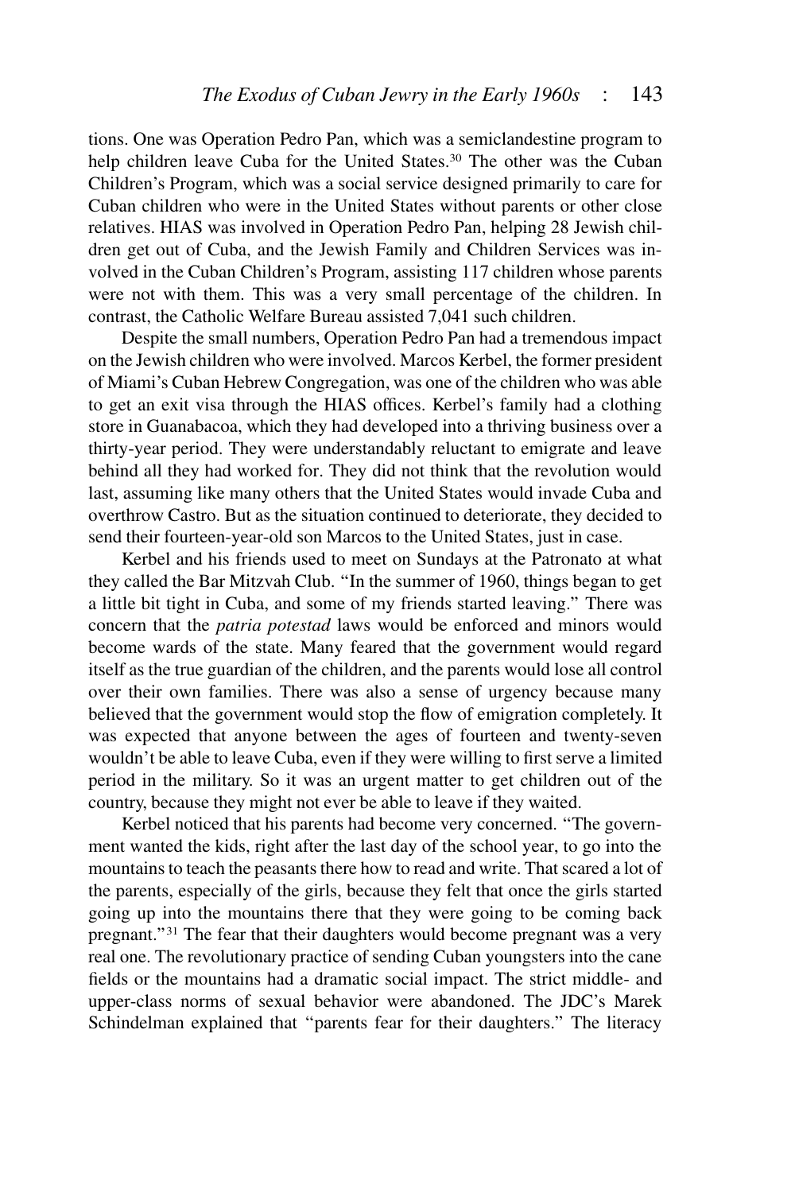tions. One was Operation Pedro Pan, which was a semiclandestine program to help children leave Cuba for the United States.[30] The other was the Cuban Children's Program, which was a social service designed primarily to care for Cuban children who were in the United States without parents or other close relatives. HIAS was involved in Operation Pedro Pan, helping 28 Jewish children get out of Cuba, and the Jewish Family and Children Services was involved in the Cuban Children's Program, assisting 117 children whose parents were not with them. This was a very small percentage of the children. In contrast, the Catholic Welfare Bureau assisted 7,041 such children.

Despite the small numbers, Operation Pedro Pan had a tremendous impact on the Jewish children who were involved. Marcos Kerbel, the former president of Miami's Cuban Hebrew Congregation, was one of the children who was able to get an exit visa through the HIAS offices. Kerbel's family had a clothing store in Guanabacoa, which they had developed into a thriving business over a thirty-year period. They were understandably reluctant to emigrate and leave behind all they had worked for. They did not think that the revolution would last, assuming like many others that the United States would invade Cuba and overthrow Castro. But as the situation continued to deteriorate, they decided to send their fourteen-year-old son Marcos to the United States, just in case.

Kerbel and his friends used to meet on Sundays at the Patronato at what they called the Bar Mitzvah Club. "In the summer of 1960, things began to get a little bit tight in Cuba, and some of my friends started leaving." There was concern that the *patria potestad* laws would be enforced and minors would become wards of the state. Many feared that the government would regard itself as the true guardian of the children, and the parents would lose all control over their own families. There was also a sense of urgency because many believed that the government would stop the flow of emigration completely. It was expected that anyone between the ages of fourteen and twenty-seven wouldn't be able to leave Cuba, even if they were willing to first serve a limited period in the military. So it was an urgent matter to get children out of the country, because they might not ever be able to leave if they waited.

Kerbel noticed that his parents had become very concerned. "The government wanted the kids, right after the last day of the school year, to go into the mountains to teach the peasants there how to read and write. That scared a lot of the parents, especially of the girls, because they felt that once the girls started going up into the mountains there that they were going to be coming back pregnant."[31] The fear that their daughters would become pregnant was a very real one. The revolutionary practice of sending Cuban youngsters into the cane fields or the mountains had a dramatic social impact. The strict middle- and upper-class norms of sexual behavior were abandoned. The JDC's Marek Schindelman explained that "parents fear for their daughters." The literacy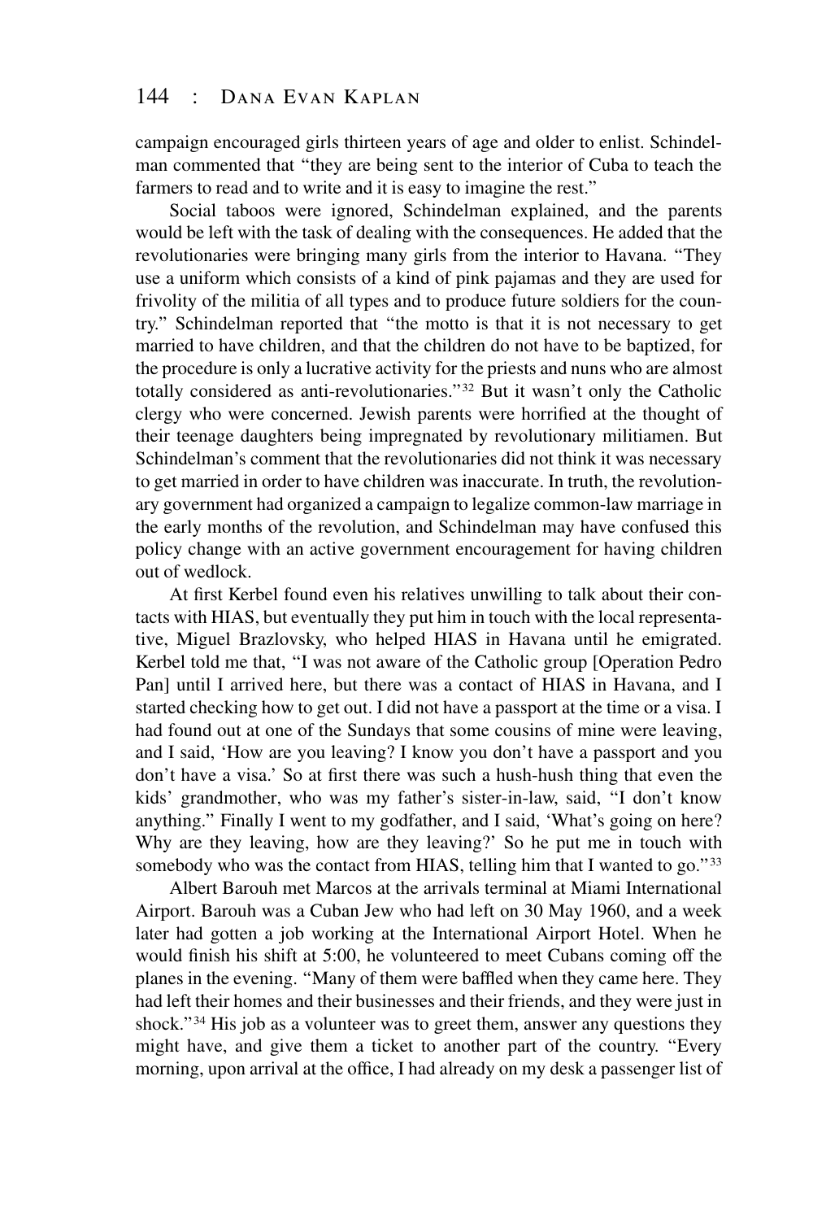campaign encouraged girls thirteen years of age and older to enlist. Schindelman commented that "they are being sent to the interior of Cuba to teach the farmers to read and to write and it is easy to imagine the rest."

Social taboos were ignored, Schindelman explained, and the parents would be left with the task of dealing with the consequences. He added that the revolutionaries were bringing many girls from the interior to Havana. "They use a uniform which consists of a kind of pink pajamas and they are used for frivolity of the militia of all types and to produce future soldiers for the country." Schindelman reported that "the motto is that it is not necessary to get married to have children, and that the children do not have to be baptized, for the procedure is only a lucrative activity for the priests and nuns who are almost totally considered as anti-revolutionaries."[32] But it wasn't only the Catholic clergy who were concerned. Jewish parents were horrified at the thought of their teenage daughters being impregnated by revolutionary militiamen. But Schindelman's comment that the revolutionaries did not think it was necessary to get married in order to have children was inaccurate. In truth, the revolutionary government had organized a campaign to legalize common-law marriage in the early months of the revolution, and Schindelman may have confused this policy change with an active government encouragement for having children out of wedlock.

At first Kerbel found even his relatives unwilling to talk about their contacts with HIAS, but eventually they put him in touch with the local representative, Miguel Brazlovsky, who helped HIAS in Havana until he emigrated. Kerbel told me that, "I was not aware of the Catholic group [Operation Pedro Pan] until I arrived here, but there was a contact of HIAS in Havana, and I started checking how to get out. I did not have a passport at the time or a visa. I had found out at one of the Sundays that some cousins of mine were leaving, and I said, 'How are you leaving? I know you don't have a passport and you don't have a visa.' So at first there was such a hush-hush thing that even the kids' grandmother, who was my father's sister-in-law, said, "I don't know anything." Finally I went to my godfather, and I said, 'What's going on here? Why are they leaving, how are they leaving?' So he put me in touch with somebody who was the contact from HIAS, telling him that I wanted to go."[33]

Albert Barouh met Marcos at the arrivals terminal at Miami International Airport. Barouh was a Cuban Jew who had left on 30 May 1960, and a week later had gotten a job working at the International Airport Hotel. When he would finish his shift at 5:00, he volunteered to meet Cubans coming off the planes in the evening. "Many of them were baffled when they came here. They had left their homes and their businesses and their friends, and they were just in shock."[34] His job as a volunteer was to greet them, answer any questions they might have, and give them a ticket to another part of the country. "Every morning, upon arrival at the office, I had already on my desk a passenger list of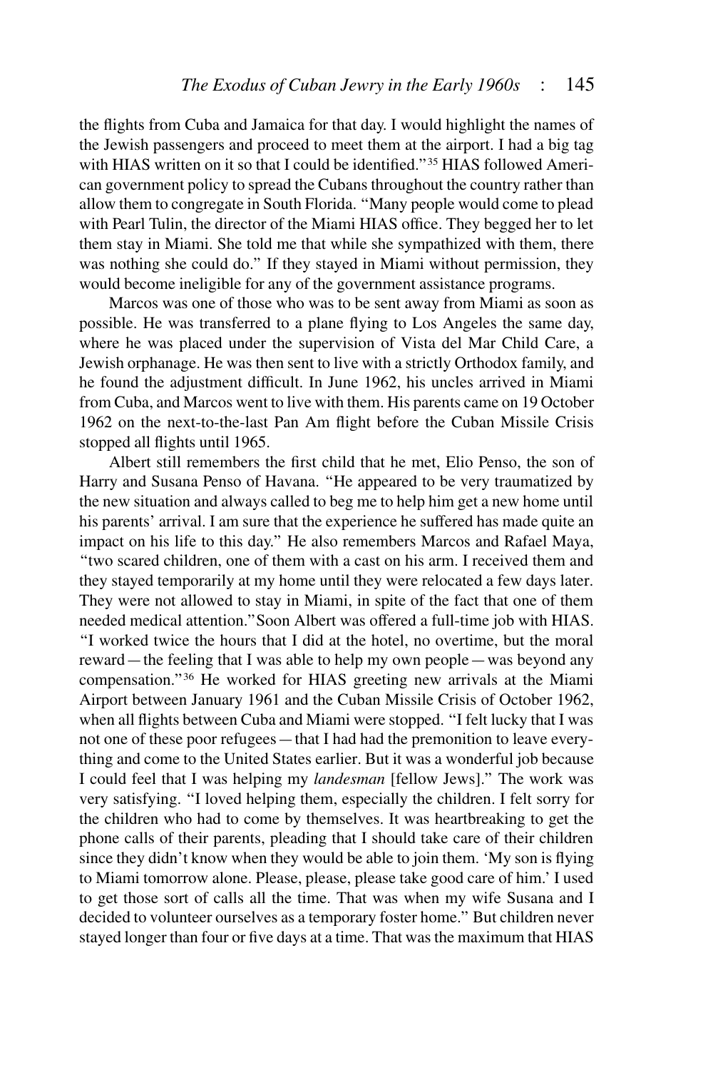the flights from Cuba and Jamaica for that day. I would highlight the names of the Jewish passengers and proceed to meet them at the airport. I had a big tag with HIAS written on it so that I could be identified."[35] HIAS followed American government policy to spread the Cubans throughout the country rather than allow them to congregate in South Florida. "Many people would come to plead with Pearl Tulin, the director of the Miami HIAS office. They begged her to let them stay in Miami. She told me that while she sympathized with them, there was nothing she could do." If they stayed in Miami without permission, they would become ineligible for any of the government assistance programs.

Marcos was one of those who was to be sent away from Miami as soon as possible. He was transferred to a plane flying to Los Angeles the same day, where he was placed under the supervision of Vista del Mar Child Care, a Jewish orphanage. He was then sent to live with a strictly Orthodox family, and he found the adjustment difficult. In June 1962, his uncles arrived in Miami from Cuba, and Marcos went to live with them. His parents came on 19 October 1962 on the next-to-the-last Pan Am flight before the Cuban Missile Crisis stopped all flights until 1965.

Albert still remembers the first child that he met, Elio Penso, the son of Harry and Susana Penso of Havana. "He appeared to be very traumatized by the new situation and always called to beg me to help him get a new home until his parents' arrival. I am sure that the experience he suffered has made quite an impact on his life to this day." He also remembers Marcos and Rafael Maya, "two scared children, one of them with a cast on his arm. I received them and they stayed temporarily at my home until they were relocated a few days later. They were not allowed to stay in Miami, in spite of the fact that one of them needed medical attention." Soon Albert was offered a full-time job with HIAS. "I worked twice the hours that I did at the hotel, no overtime, but the moral reward — the feeling that I was able to help my own people — was beyond any compensation."[36] He worked for HIAS greeting new arrivals at the Miami Airport between January 1961 and the Cuban Missile Crisis of October 1962, when all flights between Cuba and Miami were stopped. "I felt lucky that I was not one of these poor refugees — that I had had the premonition to leave everything and come to the United States earlier. But it was a wonderful job because I could feel that I was helping my *landesman* [fellow Jews]." The work was very satisfying. "I loved helping them, especially the children. I felt sorry for the children who had to come by themselves. It was heartbreaking to get the phone calls of their parents, pleading that I should take care of their children since they didn't know when they would be able to join them. 'My son is flying to Miami tomorrow alone. Please, please, please take good care of him.' I used to get those sort of calls all the time. That was when my wife Susana and I decided to volunteer ourselves as a temporary foster home." But children never stayed longer than four or five days at a time. That was the maximum that HIAS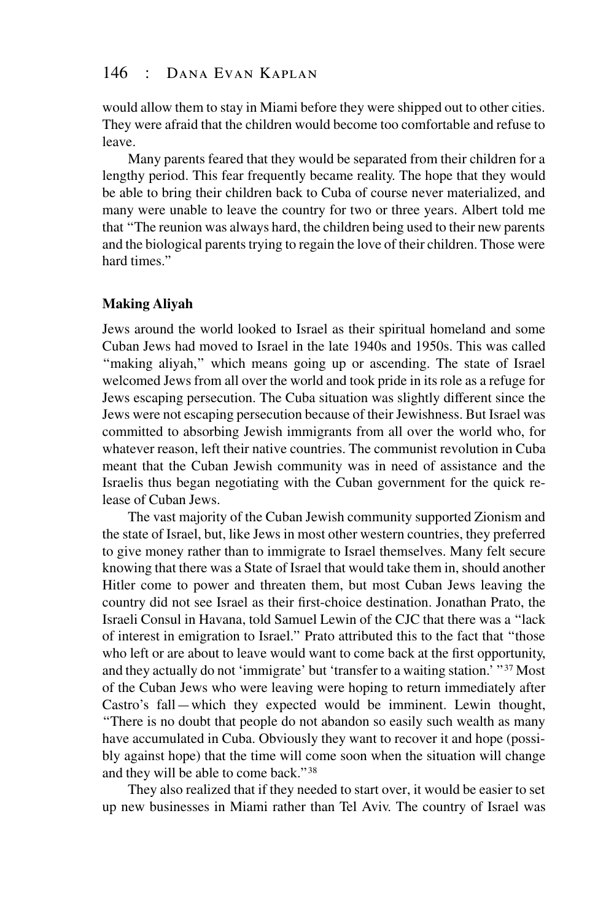would allow them to stay in Miami before they were shipped out to other cities. They were afraid that the children would become too comfortable and refuse to leave.

Many parents feared that they would be separated from their children for a lengthy period. This fear frequently became reality. The hope that they would be able to bring their children back to Cuba of course never materialized, and many were unable to leave the country for two or three years. Albert told me that "The reunion was always hard, the children being used to their new parents and the biological parents trying to regain the love of their children. Those were hard times."

### Making Aliyah

Jews around the world looked to Israel as their spiritual homeland and some Cuban Jews had moved to Israel in the late 1940s and 1950s. This was called "making aliyah," which means going up or ascending. The state of Israel welcomed Jews from all over the world and took pride in its role as a refuge for Jews escaping persecution. The Cuba situation was slightly different since the Jews were not escaping persecution because of their Jewishness. But Israel was committed to absorbing Jewish immigrants from all over the world who, for whatever reason, left their native countries. The communist revolution in Cuba meant that the Cuban Jewish community was in need of assistance and the Israelis thus began negotiating with the Cuban government for the quick release of Cuban Jews.

The vast majority of the Cuban Jewish community supported Zionism and the state of Israel, but, like Jews in most other western countries, they preferred to give money rather than to immigrate to Israel themselves. Many felt secure knowing that there was a State of Israel that would take them in, should another Hitler come to power and threaten them, but most Cuban Jews leaving the country did not see Israel as their first-choice destination. Jonathan Prato, the Israeli Consul in Havana, told Samuel Lewin of the CJC that there was a "lack of interest in emigration to Israel." Prato attributed this to the fact that "those who left or are about to leave would want to come back at the first opportunity, and they actually do not 'immigrate' but 'transfer to a waiting station.' "[37] Most of the Cuban Jews who were leaving were hoping to return immediately after Castro's fall—which they expected would be imminent. Lewin thought, "There is no doubt that people do not abandon so easily such wealth as many have accumulated in Cuba. Obviously they want to recover it and hope (possibly against hope) that the time will come soon when the situation will change and they will be able to come back."[38]

They also realized that if they needed to start over, it would be easier to set up new businesses in Miami rather than Tel Aviv. The country of Israel was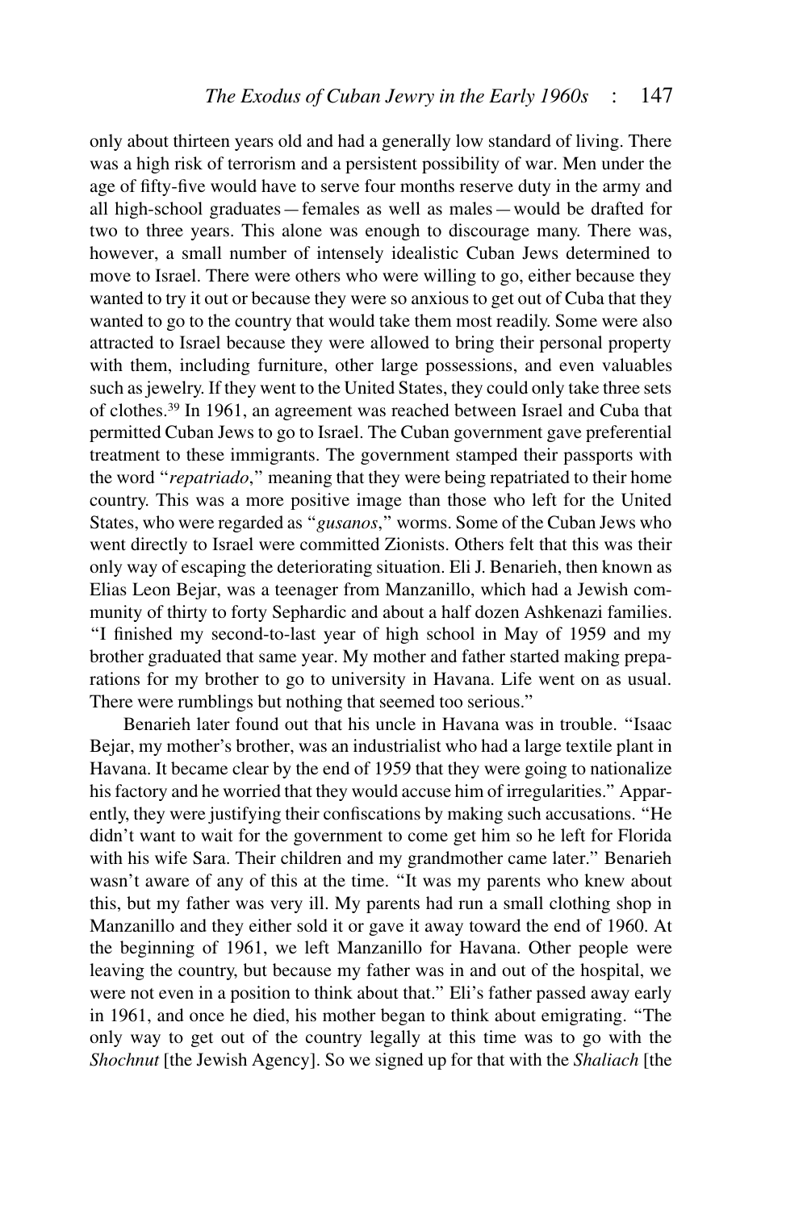only about thirteen years old and had a generally low standard of living. There was a high risk of terrorism and a persistent possibility of war. Men under the age of fifty-five would have to serve four months reserve duty in the army and all high-school graduates — females as well as males — would be drafted for two to three years. This alone was enough to discourage many. There was, however, a small number of intensely idealistic Cuban Jews determined to move to Israel. There were others who were willing to go, either because they wanted to try it out or because they were so anxious to get out of Cuba that they wanted to go to the country that would take them most readily. Some were also attracted to Israel because they were allowed to bring their personal property with them, including furniture, other large possessions, and even valuables such as jewelry. If they went to the United States, they could only take three sets of clothes.[39] In 1961, an agreement was reached between Israel and Cuba that permitted Cuban Jews to go to Israel. The Cuban government gave preferential treatment to these immigrants. The government stamped their passports with the word "*repatriado*," meaning that they were being repatriated to their home country. This was a more positive image than those who left for the United States, who were regarded as "*gusanos*," worms. Some of the Cuban Jews who went directly to Israel were committed Zionists. Others felt that this was their only way of escaping the deteriorating situation. Eli J. Benarieh, then known as Elias Leon Bejar, was a teenager from Manzanillo, which had a Jewish community of thirty to forty Sephardic and about a half dozen Ashkenazi families. "I finished my second-to-last year of high school in May of 1959 and my brother graduated that same year. My mother and father started making preparations for my brother to go to university in Havana. Life went on as usual. There were rumblings but nothing that seemed too serious."

Benarieh later found out that his uncle in Havana was in trouble. "Isaac Bejar, my mother's brother, was an industrialist who had a large textile plant in Havana. It became clear by the end of 1959 that they were going to nationalize his factory and he worried that they would accuse him of irregularities." Apparently, they were justifying their confiscations by making such accusations. "He didn't want to wait for the government to come get him so he left for Florida with his wife Sara. Their children and my grandmother came later." Benarieh wasn't aware of any of this at the time. "It was my parents who knew about this, but my father was very ill. My parents had run a small clothing shop in Manzanillo and they either sold it or gave it away toward the end of 1960. At the beginning of 1961, we left Manzanillo for Havana. Other people were leaving the country, but because my father was in and out of the hospital, we were not even in a position to think about that." Eli's father passed away early in 1961, and once he died, his mother began to think about emigrating. "The only way to get out of the country legally at this time was to go with the *Shochnut* [the Jewish Agency]. So we signed up for that with the *Shaliach* [the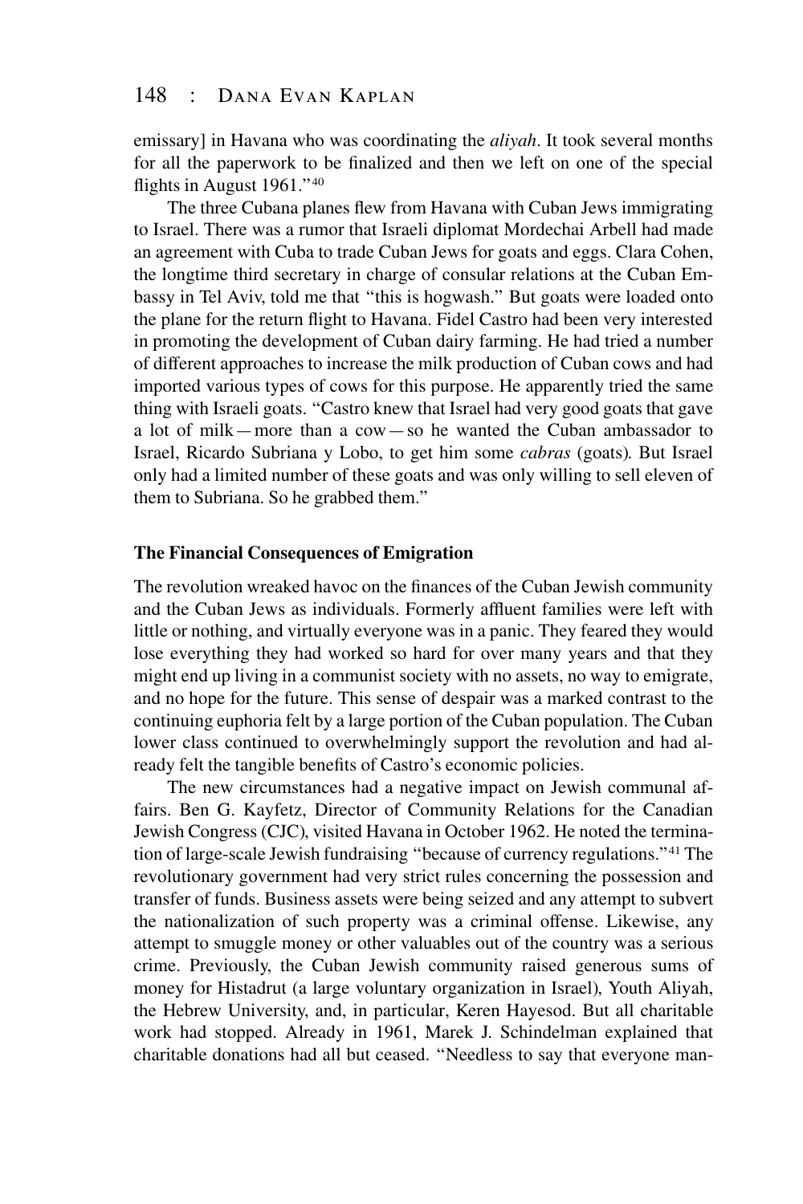emissary] in Havana who was coordinating the *aliyah*. It took several months for all the paperwork to be finalized and then we left on one of the special flights in August 1961."[40]

The three Cubana planes flew from Havana with Cuban Jews immigrating to Israel. There was a rumor that Israeli diplomat Mordechai Arbell had made an agreement with Cuba to trade Cuban Jews for goats and eggs. Clara Cohen, the longtime third secretary in charge of consular relations at the Cuban Embassy in Tel Aviv, told me that "this is hogwash." But goats were loaded onto the plane for the return flight to Havana. Fidel Castro had been very interested in promoting the development of Cuban dairy farming. He had tried a number of different approaches to increase the milk production of Cuban cows and had imported various types of cows for this purpose. He apparently tried the same thing with Israeli goats. "Castro knew that Israel had very good goats that gave a lot of milk — more than a cow — so he wanted the Cuban ambassador to Israel, Ricardo Subriana y Lobo, to get him some *cabras* (goats). But Israel only had a limited number of these goats and was only willing to sell eleven of them to Subriana. So he grabbed them."

### The Financial Consequences of Emigration

The revolution wreaked havoc on the finances of the Cuban Jewish community and the Cuban Jews as individuals. Formerly affluent families were left with little or nothing, and virtually everyone was in a panic. They feared they would lose everything they had worked so hard for over many years and that they might end up living in a communist society with no assets, no way to emigrate, and no hope for the future. This sense of despair was a marked contrast to the continuing euphoria felt by a large portion of the Cuban population. The Cuban lower class continued to overwhelmingly support the revolution and had already felt the tangible benefits of Castro's economic policies.

The new circumstances had a negative impact on Jewish communal affairs. Ben G. Kayfetz, Director of Community Relations for the Canadian Jewish Congress (CJC), visited Havana in October 1962. He noted the termination of large-scale Jewish fundraising "because of currency regulations."[41] The revolutionary government had very strict rules concerning the possession and transfer of funds. Business assets were being seized and any attempt to subvert the nationalization of such property was a criminal offense. Likewise, any attempt to smuggle money or other valuables out of the country was a serious crime. Previously, the Cuban Jewish community raised generous sums of money for Histadrut (a large voluntary organization in Israel), Youth Aliyah, the Hebrew University, and, in particular, Keren Hayesod. But all charitable work had stopped. Already in 1961, Marek J. Schindelman explained that charitable donations had all but ceased. "Needless to say that everyone man-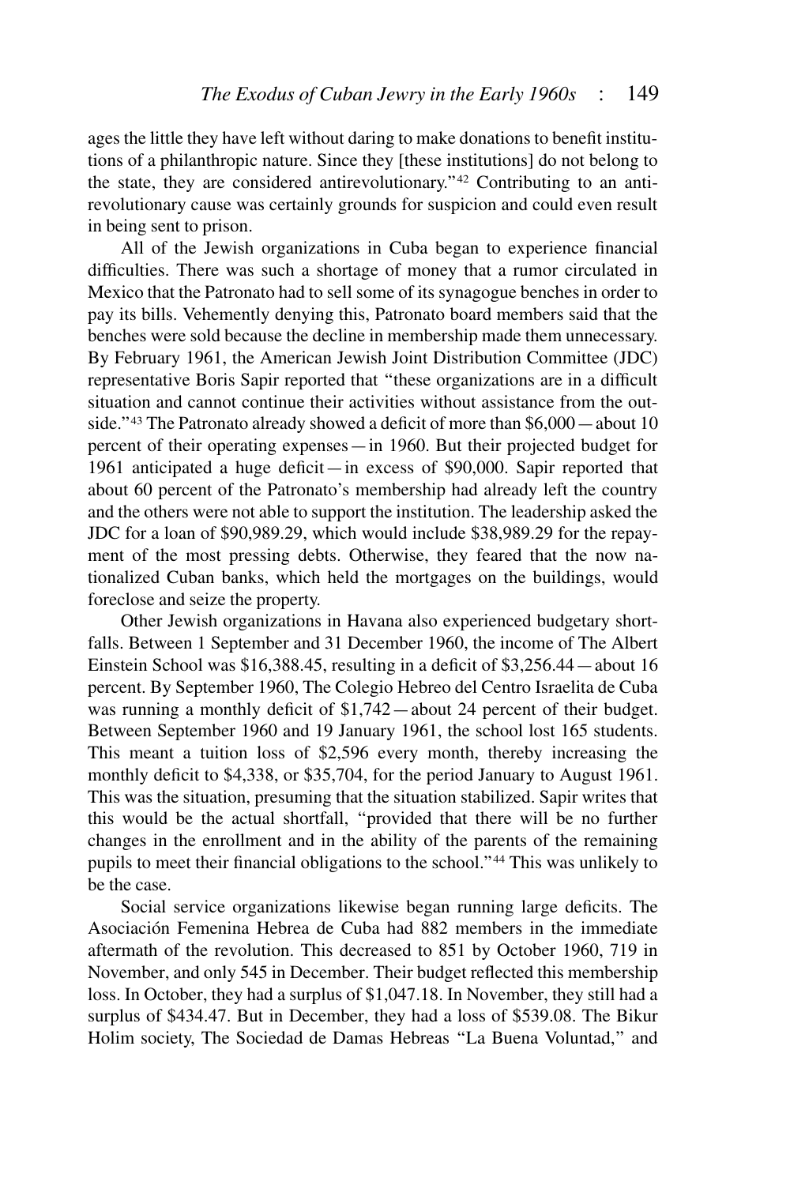ages the little they have left without daring to make donations to benefit institutions of a philanthropic nature. Since they [these institutions] do not belong to the state, they are considered antirevolutionary."[42] Contributing to an antirevolutionary cause was certainly grounds for suspicion and could even result in being sent to prison.

All of the Jewish organizations in Cuba began to experience financial difficulties. There was such a shortage of money that a rumor circulated in Mexico that the Patronato had to sell some of its synagogue benches in order to pay its bills. Vehemently denying this, Patronato board members said that the benches were sold because the decline in membership made them unnecessary. By February 1961, the American Jewish Joint Distribution Committee (JDC) representative Boris Sapir reported that "these organizations are in a difficult situation and cannot continue their activities without assistance from the outside."[43] The Patronato already showed a deficit of more than $6,000 — about 10 percent of their operating expenses — in 1960. But their projected budget for 1961 anticipated a huge deficit — in excess of $90,000. Sapir reported that about 60 percent of the Patronato's membership had already left the country and the others were not able to support the institution. The leadership asked the JDC for a loan of $90,989.29, which would include $38,989.29 for the repayment of the most pressing debts. Otherwise, they feared that the now nationalized Cuban banks, which held the mortgages on the buildings, would foreclose and seize the property.

Other Jewish organizations in Havana also experienced budgetary shortfalls. Between 1 September and 31 December 1960, the income of The Albert Einstein School was $16,388.45, resulting in a deficit of $3,256.44 — about 16 percent. By September 1960, The Colegio Hebreo del Centro Israelita de Cuba was running a monthly deficit of $1,742 — about 24 percent of their budget. Between September 1960 and 19 January 1961, the school lost 165 students. This meant a tuition loss of $2,596 every month, thereby increasing the monthly deficit to $4,338, or $35,704, for the period January to August 1961. This was the situation, presuming that the situation stabilized. Sapir writes that this would be the actual shortfall, "provided that there will be no further changes in the enrollment and in the ability of the parents of the remaining pupils to meet their financial obligations to the school."[44] This was unlikely to be the case.

Social service organizations likewise began running large deficits. The Asociación Femenina Hebrea de Cuba had 882 members in the immediate aftermath of the revolution. This decreased to 851 by October 1960, 719 in November, and only 545 in December. Their budget reflected this membership loss. In October, they had a surplus of $1,047.18. In November, they still had a surplus of $434.47. But in December, they had a loss of $539.08. The Bikur Holim society, The Sociedad de Damas Hebreas "La Buena Voluntad," and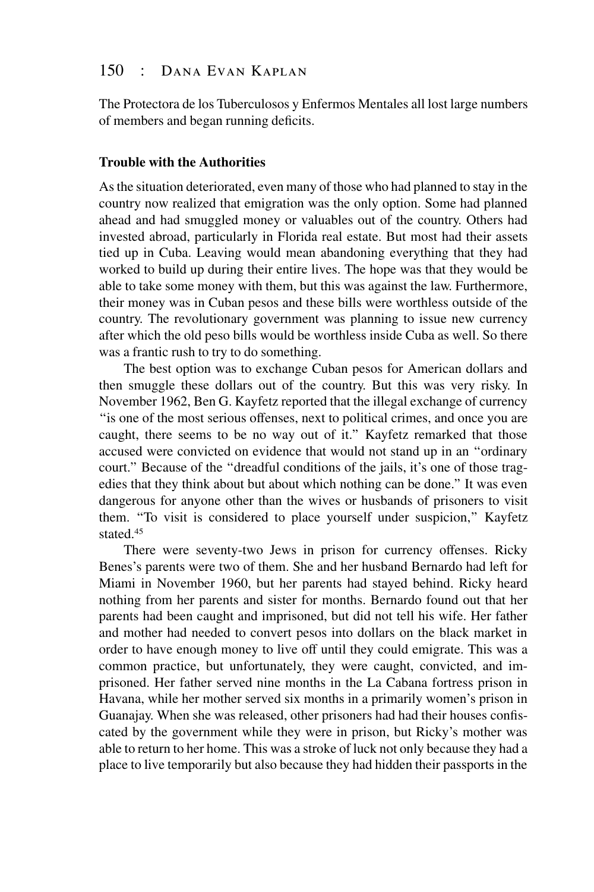The Protectora de los Tuberculosos y Enfermos Mentales all lost large numbers of members and began running deficits.

### Trouble with the Authorities

As the situation deteriorated, even many of those who had planned to stay in the country now realized that emigration was the only option. Some had planned ahead and had smuggled money or valuables out of the country. Others had invested abroad, particularly in Florida real estate. But most had their assets tied up in Cuba. Leaving would mean abandoning everything that they had worked to build up during their entire lives. The hope was that they would be able to take some money with them, but this was against the law. Furthermore, their money was in Cuban pesos and these bills were worthless outside of the country. The revolutionary government was planning to issue new currency after which the old peso bills would be worthless inside Cuba as well. So there was a frantic rush to try to do something.

The best option was to exchange Cuban pesos for American dollars and then smuggle these dollars out of the country. But this was very risky. In November 1962, Ben G. Kayfetz reported that the illegal exchange of currency "is one of the most serious offenses, next to political crimes, and once you are caught, there seems to be no way out of it." Kayfetz remarked that those accused were convicted on evidence that would not stand up in an "ordinary court." Because of the "dreadful conditions of the jails, it's one of those tragedies that they think about but about which nothing can be done." It was even dangerous for anyone other than the wives or husbands of prisoners to visit them. "To visit is considered to place yourself under suspicion," Kayfetz stated.[45]

There were seventy-two Jews in prison for currency offenses. Ricky Benes's parents were two of them. She and her husband Bernardo had left for Miami in November 1960, but her parents had stayed behind. Ricky heard nothing from her parents and sister for months. Bernardo found out that her parents had been caught and imprisoned, but did not tell his wife. Her father and mother had needed to convert pesos into dollars on the black market in order to have enough money to live off until they could emigrate. This was a common practice, but unfortunately, they were caught, convicted, and imprisoned. Her father served nine months in the La Cabana fortress prison in Havana, while her mother served six months in a primarily women's prison in Guanajay. When she was released, other prisoners had had their houses confiscated by the government while they were in prison, but Ricky's mother was able to return to her home. This was a stroke of luck not only because they had a place to live temporarily but also because they had hidden their passports in the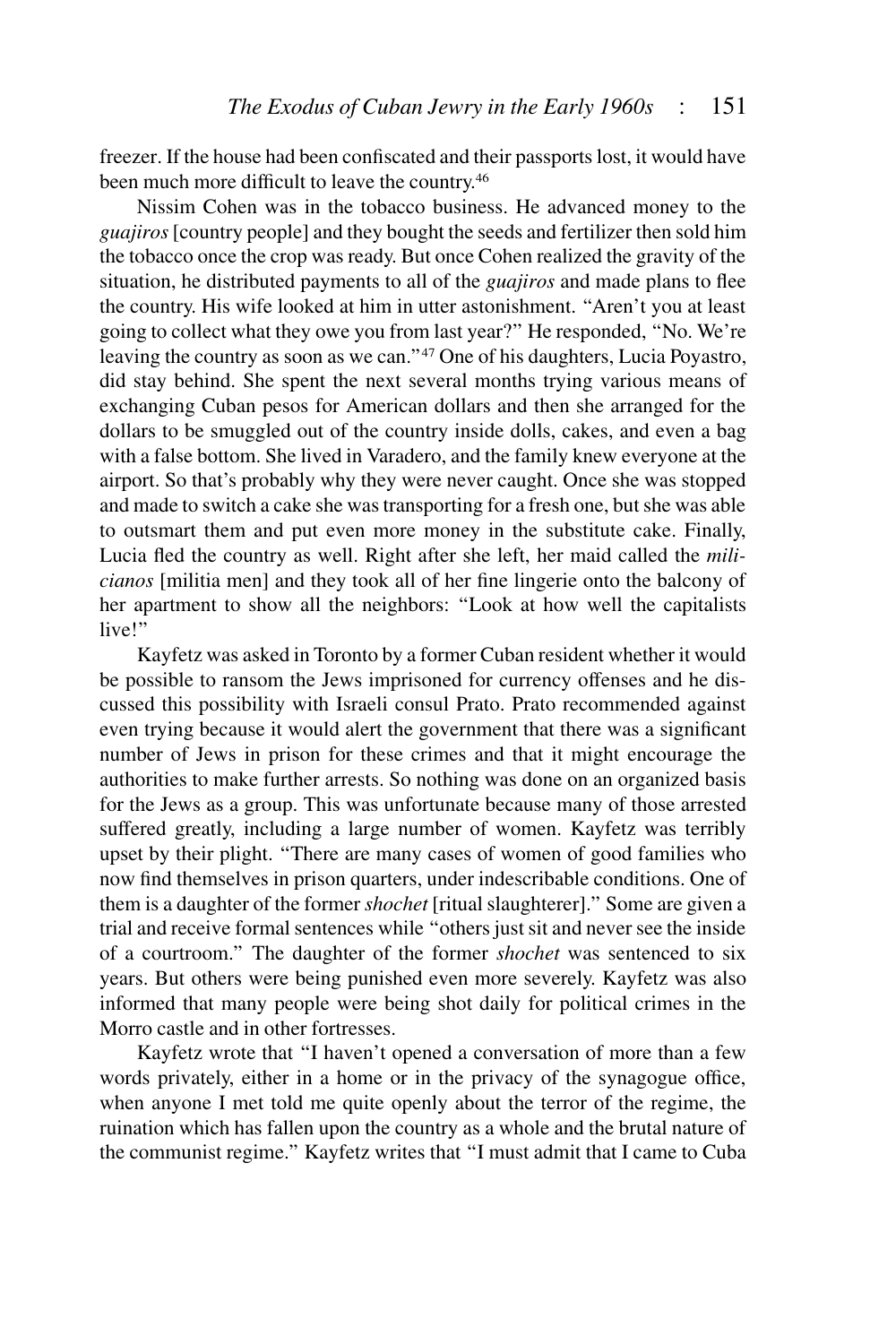freezer. If the house had been confiscated and their passports lost, it would have been much more difficult to leave the country.[46]

Nissim Cohen was in the tobacco business. He advanced money to the *guajiros* [country people] and they bought the seeds and fertilizer then sold him the tobacco once the crop was ready. But once Cohen realized the gravity of the situation, he distributed payments to all of the *guajiros* and made plans to flee the country. His wife looked at him in utter astonishment. "Aren't you at least going to collect what they owe you from last year?" He responded, "No. We're leaving the country as soon as we can."[47] One of his daughters, Lucia Poyastro, did stay behind. She spent the next several months trying various means of exchanging Cuban pesos for American dollars and then she arranged for the dollars to be smuggled out of the country inside dolls, cakes, and even a bag with a false bottom. She lived in Varadero, and the family knew everyone at the airport. So that's probably why they were never caught. Once she was stopped and made to switch a cake she was transporting for a fresh one, but she was able to outsmart them and put even more money in the substitute cake. Finally, Lucia fled the country as well. Right after she left, her maid called the *milicianos* [militia men] and they took all of her fine lingerie onto the balcony of her apartment to show all the neighbors: "Look at how well the capitalists live!"

Kayfetz was asked in Toronto by a former Cuban resident whether it would be possible to ransom the Jews imprisoned for currency offenses and he discussed this possibility with Israeli consul Prato. Prato recommended against even trying because it would alert the government that there was a significant number of Jews in prison for these crimes and that it might encourage the authorities to make further arrests. So nothing was done on an organized basis for the Jews as a group. This was unfortunate because many of those arrested suffered greatly, including a large number of women. Kayfetz was terribly upset by their plight. "There are many cases of women of good families who now find themselves in prison quarters, under indescribable conditions. One of them is a daughter of the former *shochet* [ritual slaughterer]." Some are given a trial and receive formal sentences while "others just sit and never see the inside of a courtroom." The daughter of the former *shochet* was sentenced to six years. But others were being punished even more severely. Kayfetz was also informed that many people were being shot daily for political crimes in the Morro castle and in other fortresses.

Kayfetz wrote that "I haven't opened a conversation of more than a few words privately, either in a home or in the privacy of the synagogue office, when anyone I met told me quite openly about the terror of the regime, the ruination which has fallen upon the country as a whole and the brutal nature of the communist regime." Kayfetz writes that "I must admit that I came to Cuba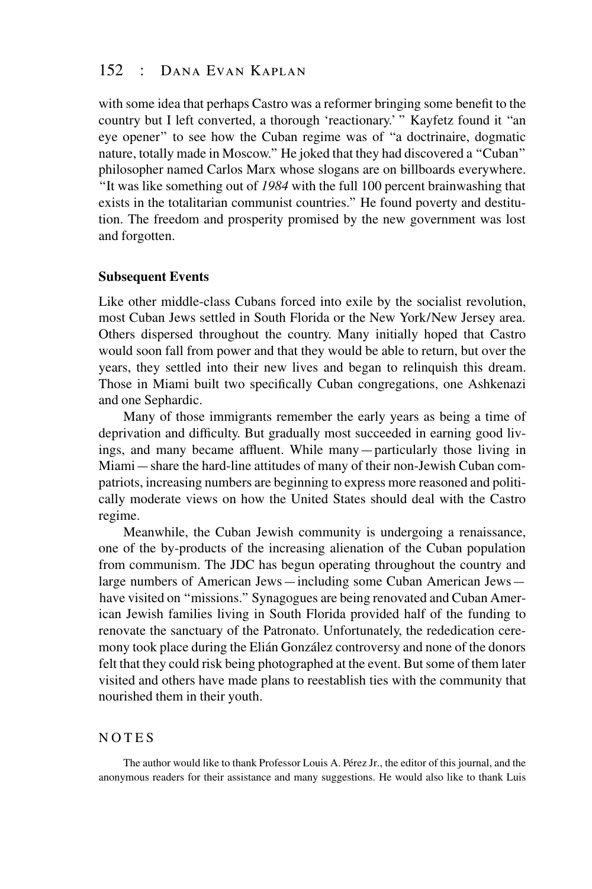with some idea that perhaps Castro was a reformer bringing some benefit to the country but I left converted, a thorough 'reactionary.' " Kayfetz found it "an eye opener" to see how the Cuban regime was of "a doctrinaire, dogmatic nature, totally made in Moscow." He joked that they had discovered a "Cuban" philosopher named Carlos Marx whose slogans are on billboards everywhere. "It was like something out of *1984* with the full 100 percent brainwashing that exists in the totalitarian communist countries." He found poverty and destitution. The freedom and prosperity promised by the new government was lost and forgotten.

**Subsequent Events**

Like other middle-class Cubans forced into exile by the socialist revolution, most Cuban Jews settled in South Florida or the New York/New Jersey area. Others dispersed throughout the country. Many initially hoped that Castro would soon fall from power and that they would be able to return, but over the years, they settled into their new lives and began to relinquish this dream. Those in Miami built two specifically Cuban congregations, one Ashkenazi and one Sephardic.

Many of those immigrants remember the early years as being a time of deprivation and difficulty. But gradually most succeeded in earning good livings, and many became affluent. While many—particularly those living in Miami—share the hard-line attitudes of many of their non-Jewish Cuban compatriots, increasing numbers are beginning to express more reasoned and politically moderate views on how the United States should deal with the Castro regime.

Meanwhile, the Cuban Jewish community is undergoing a renaissance, one of the by-products of the increasing alienation of the Cuban population from communism. The JDC has begun operating throughout the country and large numbers of American Jews—including some Cuban American Jews—have visited on "missions." Synagogues are being renovated and Cuban American Jewish families living in South Florida provided half of the funding to renovate the sanctuary of the Patronato. Unfortunately, the rededication ceremony took place during the Elián González controversy and none of the donors felt that they could risk being photographed at the event. But some of them later visited and others have made plans to reestablish ties with the community that nourished them in their youth.

## NOTES

The author would like to thank Professor Louis A. Pérez Jr., the editor of this journal, and the anonymous readers for their assistance and many suggestions. He would also like to thank Luis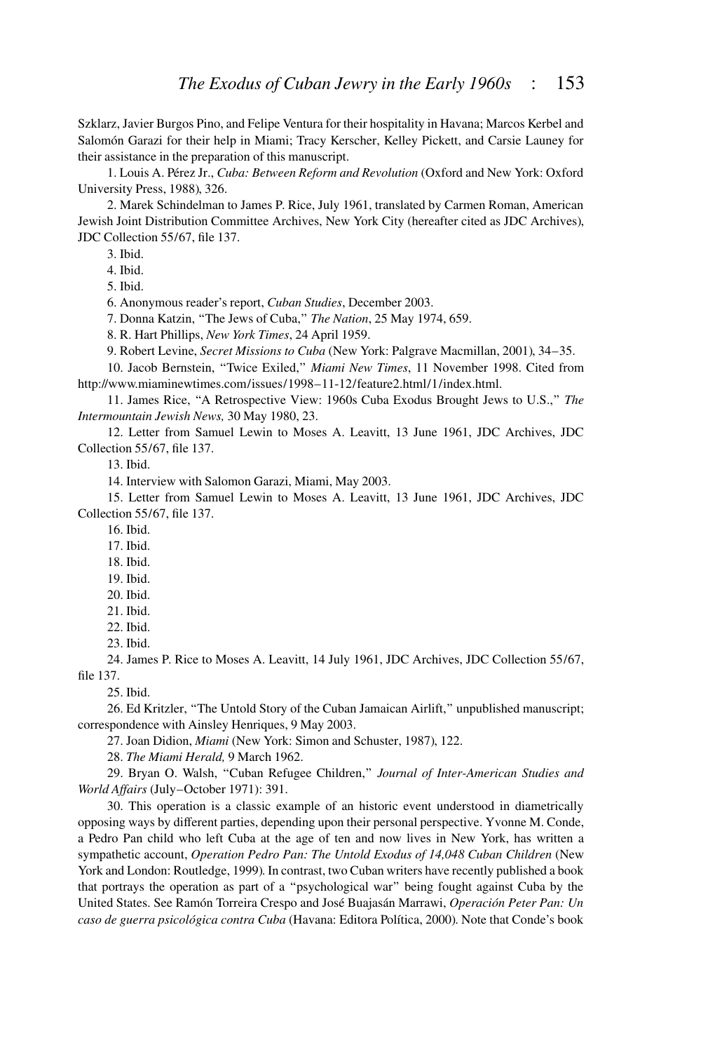Szklarz, Javier Burgos Pino, and Felipe Ventura for their hospitality in Havana; Marcos Kerbel and Salomón Garazi for their help in Miami; Tracy Kerscher, Kelley Pickett, and Carsie Launey for their assistance in the preparation of this manuscript.

1. Louis A. Pérez Jr., *Cuba: Between Reform and Revolution* (Oxford and New York: Oxford University Press, 1988), 326.

2. Marek Schindelman to James P. Rice, July 1961, translated by Carmen Roman, American Jewish Joint Distribution Committee Archives, New York City (hereafter cited as JDC Archives), JDC Collection 55/67, file 137.

3. Ibid.

4. Ibid.

5. Ibid.

6. Anonymous reader's report, *Cuban Studies*, December 2003.

7. Donna Katzin, "The Jews of Cuba," *The Nation*, 25 May 1974, 659.

8. R. Hart Phillips, *New York Times*, 24 April 1959.

9. Robert Levine, *Secret Missions to Cuba* (New York: Palgrave Macmillan, 2001), 34–35.

10. Jacob Bernstein, "Twice Exiled," *Miami New Times*, 11 November 1998. Cited from http://www.miaminewtimes.com/issues/1998–11-12/feature2.html/1/index.html.

11. James Rice, "A Retrospective View: 1960s Cuba Exodus Brought Jews to U.S.," *The Intermountain Jewish News,* 30 May 1980, 23.

12. Letter from Samuel Lewin to Moses A. Leavitt, 13 June 1961, JDC Archives, JDC Collection 55/67, file 137.

13. Ibid.

14. Interview with Salomon Garazi, Miami, May 2003.

15. Letter from Samuel Lewin to Moses A. Leavitt, 13 June 1961, JDC Archives, JDC Collection 55/67, file 137.

16. Ibid.

17. Ibid.

18. Ibid.

19. Ibid.

20. Ibid.

21. Ibid.

22. Ibid.

23. Ibid.

24. James P. Rice to Moses A. Leavitt, 14 July 1961, JDC Archives, JDC Collection 55/67, file 137.

25. Ibid.

26. Ed Kritzler, "The Untold Story of the Cuban Jamaican Airlift," unpublished manuscript; correspondence with Ainsley Henriques, 9 May 2003.

27. Joan Didion, *Miami* (New York: Simon and Schuster, 1987), 122.

28. *The Miami Herald,* 9 March 1962.

29. Bryan O. Walsh, "Cuban Refugee Children," *Journal of Inter-American Studies and World Affairs* (July–October 1971): 391.

30. This operation is a classic example of an historic event understood in diametrically opposing ways by different parties, depending upon their personal perspective. Yvonne M. Conde, a Pedro Pan child who left Cuba at the age of ten and now lives in New York, has written a sympathetic account, *Operation Pedro Pan: The Untold Exodus of 14,048 Cuban Children* (New York and London: Routledge, 1999). In contrast, two Cuban writers have recently published a book that portrays the operation as part of a "psychological war" being fought against Cuba by the United States. See Ramón Torreira Crespo and José Buajasán Marrawi, *Operación Peter Pan: Un caso de guerra psicológica contra Cuba* (Havana: Editora Política, 2000). Note that Conde's book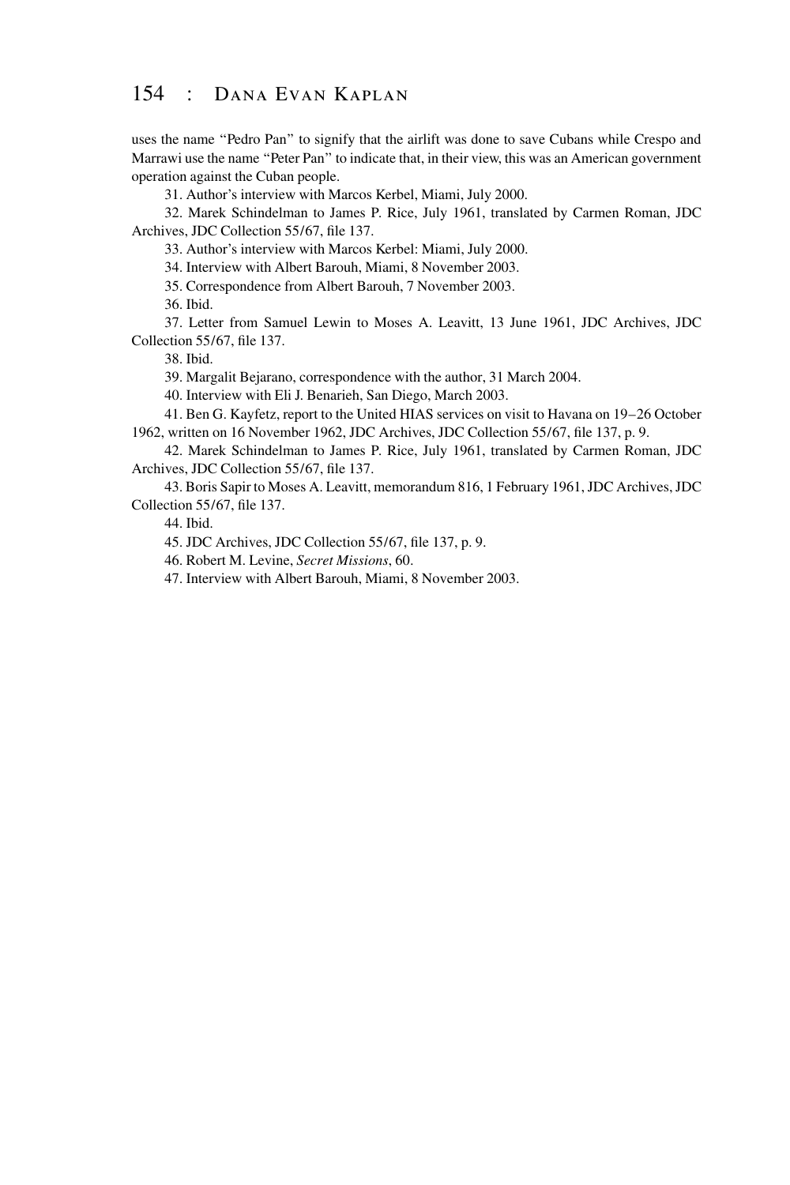uses the name "Pedro Pan" to signify that the airlift was done to save Cubans while Crespo and Marrawi use the name "Peter Pan" to indicate that, in their view, this was an American government operation against the Cuban people.

31. Author's interview with Marcos Kerbel, Miami, July 2000.

32. Marek Schindelman to James P. Rice, July 1961, translated by Carmen Roman, JDC Archives, JDC Collection 55/67, file 137.

33. Author's interview with Marcos Kerbel: Miami, July 2000.

34. Interview with Albert Barouh, Miami, 8 November 2003.

35. Correspondence from Albert Barouh, 7 November 2003.

36. Ibid.

37. Letter from Samuel Lewin to Moses A. Leavitt, 13 June 1961, JDC Archives, JDC Collection 55/67, file 137.

38. Ibid.

39. Margalit Bejarano, correspondence with the author, 31 March 2004.

40. Interview with Eli J. Benarieh, San Diego, March 2003.

41. Ben G. Kayfetz, report to the United HIAS services on visit to Havana on 19–26 October 1962, written on 16 November 1962, JDC Archives, JDC Collection 55/67, file 137, p. 9.

42. Marek Schindelman to James P. Rice, July 1961, translated by Carmen Roman, JDC Archives, JDC Collection 55/67, file 137.

43. Boris Sapir to Moses A. Leavitt, memorandum 816, 1 February 1961, JDC Archives, JDC Collection 55/67, file 137.

44. Ibid.

45. JDC Archives, JDC Collection 55/67, file 137, p. 9.

46. Robert M. Levine, *Secret Missions*, 60.

47. Interview with Albert Barouh, Miami, 8 November 2003.